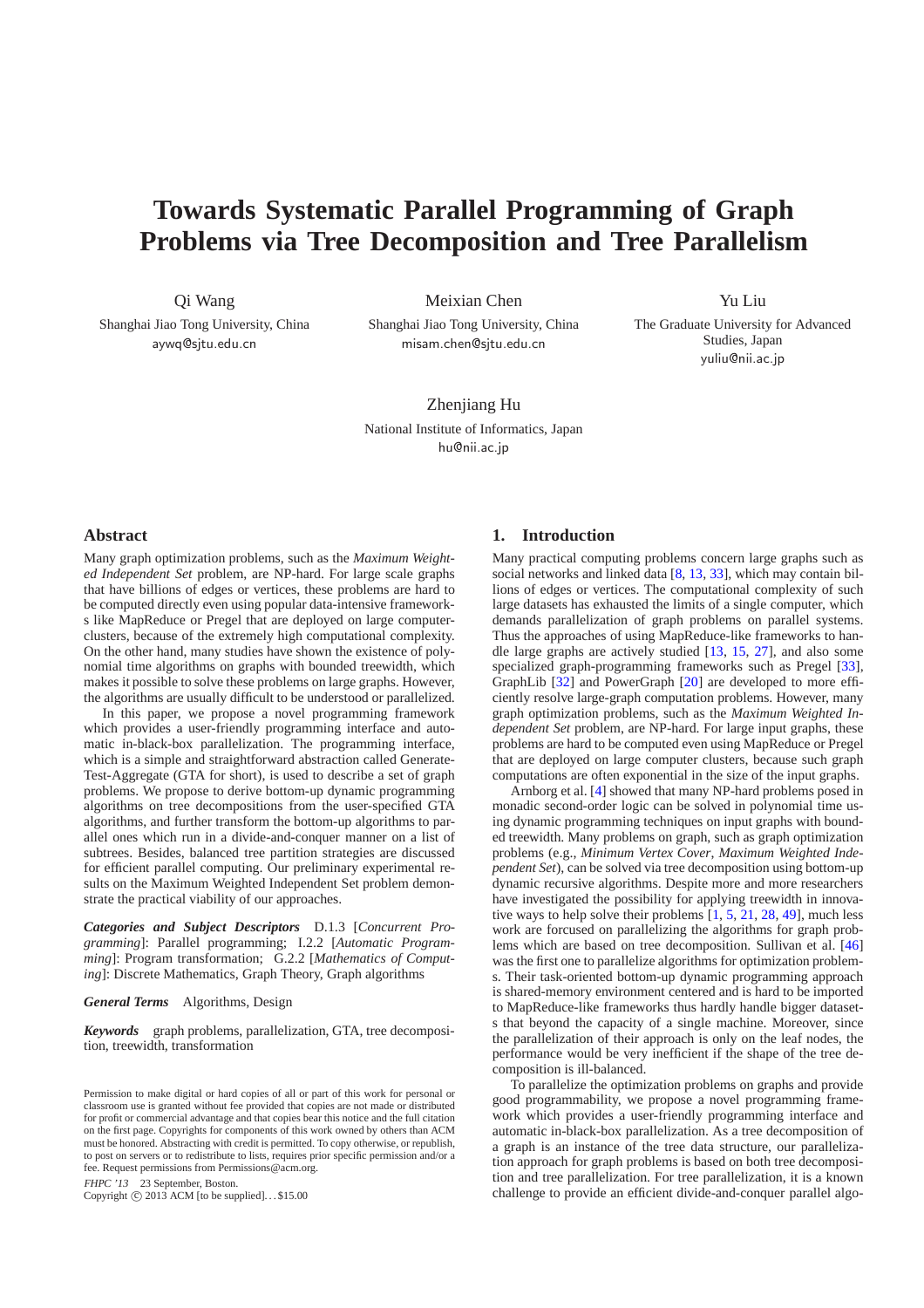# Towards Systematic Parallel Programming of Graph Problems via Tree Decomposition and Tree Parallelism

Qi Wang
Shanghai Jiao Tong University, China
aywq@sjtu.edu.cn

Meixian Chen
Shanghai Jiao Tong University, China
misam.chen@sjtu.edu.cn

Yu Liu
The Graduate University for Advanced Studies, Japan
yuliu@nii.ac.jp

Zhenjiang Hu
National Institute of Informatics, Japan
hu@nii.ac.jp

## Abstract

Many graph optimization problems, such as the *Maximum Weighted Independent Set* problem, are NP-hard. For large scale graphs that have billions of edges or vertices, these problems are hard to be computed directly even using popular data-intensive frameworks like MapReduce or Pregel that are deployed on large computer-clusters, because of the extremely high computational complexity. On the other hand, many studies have shown the existence of polynomial time algorithms on graphs with bounded treewidth, which makes it possible to solve these problems on large graphs. However, the algorithms are usually difficult to be understood or parallelized.

In this paper, we propose a novel programming framework which provides a user-friendly programming interface and automatic in-black-box parallelization. The programming interface, which is a simple and straightforward abstraction called Generate-Test-Aggregate (GTA for short), is used to describe a set of graph problems. We propose to derive bottom-up dynamic programming algorithms on tree decompositions from the user-specified GTA algorithms, and further transform the bottom-up algorithms to parallel ones which run in a divide-and-conquer manner on a list of subtrees. Besides, balanced tree partition strategies are discussed for efficient parallel computing. Our preliminary experimental results on the Maximum Weighted Independent Set problem demonstrate the practical viability of our approaches.

***Categories and Subject Descriptors*** D.1.3 [*Concurrent Programming*]: Parallel programming; I.2.2 [*Automatic Programming*]: Program transformation; G.2.2 [*Mathematics of Computing*]: Discrete Mathematics, Graph Theory, Graph algorithms

***General Terms*** Algorithms, Design

***Keywords*** graph problems, parallelization, GTA, tree decomposition, treewidth, transformation

Permission to make digital or hard copies of all or part of this work for personal or classroom use is granted without fee provided that copies are not made or distributed for profit or commercial advantage and that copies bear this notice and the full citation on the first page. Copyrights for components of this work owned by others than ACM must be honored. Abstracting with credit is permitted. To copy otherwise, or republish, to post on servers or to redistribute to lists, requires prior specific permission and/or a fee. Request permissions from Permissions@acm.org.

*FHPC '13* 23 September, Boston.
Copyright © 2013 ACM [to be supplied]. . . $15.00

## 1. Introduction

Many practical computing problems concern large graphs such as social networks and linked data [8, 13, 33], which may contain billions of edges or vertices. The computational complexity of such large datasets has exhausted the limits of a single computer, which demands parallelization of graph problems on parallel systems. Thus the approaches of using MapReduce-like frameworks to handle large graphs are actively studied [13, 15, 27], and also some specialized graph-programming frameworks such as Pregel [33], GraphLib [32] and PowerGraph [20] are developed to more efficiently resolve large-graph computation problems. However, many graph optimization problems, such as the *Maximum Weighted Independent Set* problem, are NP-hard. For large input graphs, these problems are hard to be computed even using MapReduce or Pregel that are deployed on large computer clusters, because such graph computations are often exponential in the size of the input graphs.

Arnborg et al. [4] showed that many NP-hard problems posed in monadic second-order logic can be solved in polynomial time using dynamic programming techniques on input graphs with bounded treewidth. Many problems on graph, such as graph optimization problems (e.g., *Minimum Vertex Cover*, *Maximum Weighted Independent Set*), can be solved via tree decomposition using bottom-up dynamic recursive algorithms. Despite more and more researchers have investigated the possibility for applying treewidth in innovative ways to help solve their problems [1, 5, 21, 28, 49], much less work are forcused on parallelizing the algorithms for graph problems which are based on tree decomposition. Sullivan et al. [46] was the first one to parallelize algorithms for optimization problems. Their task-oriented bottom-up dynamic programming approach is shared-memory environment centered and is hard to be imported to MapReduce-like frameworks thus hardly handle bigger datasets that beyond the capacity of a single machine. Moreover, since the parallelization of their approach is only on the leaf nodes, the performance would be very inefficient if the shape of the tree decomposition is ill-balanced.

To parallelize the optimization problems on graphs and provide good programmability, we propose a novel programming framework which provides a user-friendly programming interface and automatic in-black-box parallelization. As a tree decomposition of a graph is an instance of the tree data structure, our parallelization approach for graph problems is based on both tree decomposition and tree parallelization. For tree parallelization, it is a known challenge to provide an efficient divide-and-conquer parallel algo-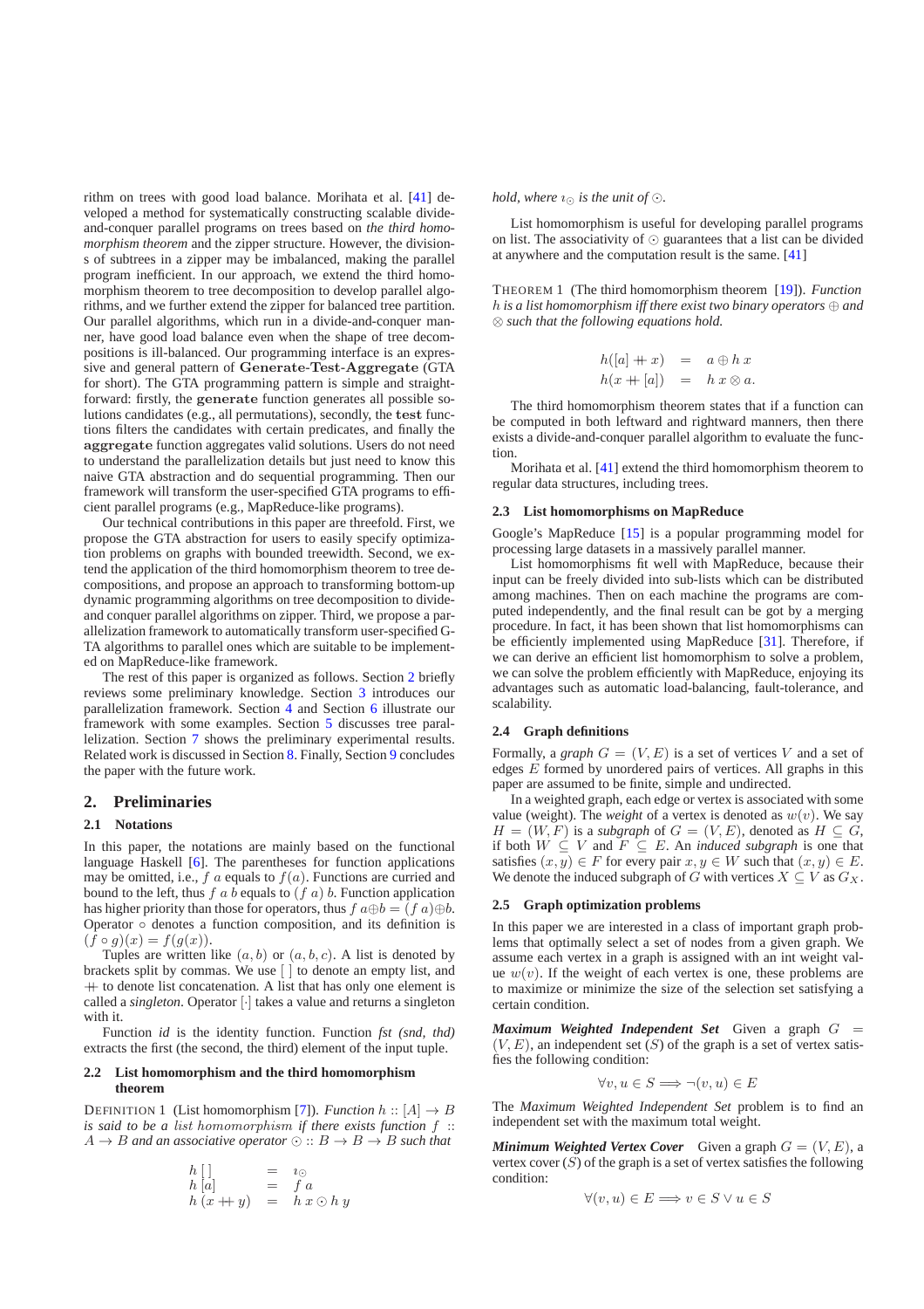rithm on trees with good load balance. Morihata et al. [41] developed a method for systematically constructing scalable divide-and-conquer parallel programs on trees based on *the third homomorphism theorem* and the zipper structure. However, the divisions of subtrees in a zipper may be imbalanced, making the parallel program inefficient. In our approach, we extend the third homomorphism theorem to tree decomposition to develop parallel algorithms, and we further extend the zipper for balanced tree partition. Our parallel algorithms, which run in a divide-and-conquer manner, have good load balance even when the shape of tree decompositions is ill-balanced. Our programming interface is an expressive and general pattern of **Generate-Test-Aggregate** (GTA for short). The GTA programming pattern is simple and straightforward: firstly, the **generate** function generates all possible solutions candidates (e.g., all permutations), secondly, the **test** functions filters the candidates with certain predicates, and finally the **aggregate** function aggregates valid solutions. Users do not need to understand the parallelization details but just need to know this naive GTA abstraction and do sequential programming. Then our framework will transform the user-specified GTA programs to efficient parallel programs (e.g., MapReduce-like programs).

Our technical contributions in this paper are threefold. First, we propose the GTA abstraction for users to easily specify optimization problems on graphs with bounded treewidth. Second, we extend the application of the third homomorphism theorem to tree decompositions, and propose an approach to transforming bottom-up dynamic programming algorithms on tree decomposition to divide-and conquer parallel algorithms on zipper. Third, we propose a parallelization framework to automatically transform user-specified GTA algorithms to parallel ones which are suitable to be implemented on MapReduce-like framework.

The rest of this paper is organized as follows. Section 2 briefly reviews some preliminary knowledge. Section 3 introduces our parallelization framework. Section 4 and Section 6 illustrate our framework with some examples. Section 5 discusses tree parallelization. Section 7 shows the preliminary experimental results. Related work is discussed in Section 8. Finally, Section 9 concludes the paper with the future work.

## 2. Preliminaries

### 2.1 Notations

In this paper, the notations are mainly based on the functional language Haskell [6]. The parentheses for function applications may be omitted, i.e., $f\ a$ equals to $f(a)$. Functions are curried and bound to the left, thus $f\ a\ b$ equals to $(f\ a)\ b$. Function application has higher priority than those for operators, thus $f\ a \oplus b = (f\ a) \oplus b$. Operator $\circ$ denotes a function composition, and its definition is $(f \circ g)(x) = f(g(x))$.

Tuples are written like $(a, b)$ or $(a, b, c)$. A list is denoted by brackets split by commas. We use $[\,]$ to denote an empty list, and $+\!\!+$ to denote list concatenation. A list that has only one element is called a *singleton*. Operator $[\cdot]$ takes a value and returns a singleton with it.

Function *id* is the identity function. Function *fst (snd, thd)* extracts the first (the second, the third) element of the input tuple.

### 2.2 List homomorphism and the third homomorphism theorem

DEFINITION 1 (List homomorphism [7]). *Function $h :: [A] \to B$ is said to be a list homomorphism if there exists function $f :: A \to B$ and an associative operator $\odot :: B \to B \to B$ such that*

$$
\begin{array}{lcl}
h\ [\,] & = & \iota_{\odot} \\
h\ [a] & = & f\ a \\
h\ (x +\!\!+ y) & = & h\ x \odot h\ y
\end{array}
$$

*hold, where $\iota_{\odot}$ is the unit of $\odot$.*

List homomorphism is useful for developing parallel programs on list. The associativity of $\odot$ guarantees that a list can be divided at anywhere and the computation result is the same. [41]

THEOREM 1 (The third homomorphism theorem [19]). *Function $h$ is a list homomorphism iff there exist two binary operators $\oplus$ and $\otimes$ such that the following equations hold.*

$$
\begin{array}{lcl}
h([a] +\!\!+ x) & = & a \oplus h\ x \\
h(x +\!\!+ [a]) & = & h\ x \otimes a.
\end{array}
$$

The third homomorphism theorem states that if a function can be computed in both leftward and rightward manners, then there exists a divide-and-conquer parallel algorithm to evaluate the function.

Morihata et al. [41] extend the third homomorphism theorem to regular data structures, including trees.

### 2.3 List homomorphisms on MapReduce

Google's MapReduce [15] is a popular programming model for processing large datasets in a massively parallel manner.

List homomorphisms fit well with MapReduce, because their input can be freely divided into sub-lists which can be distributed among machines. Then on each machine the programs are computed independently, and the final result can be got by a merging procedure. In fact, it has been shown that list homomorphisms can be efficiently implemented using MapReduce [31]. Therefore, if we can derive an efficient list homomorphism to solve a problem, we can solve the problem efficiently with MapReduce, enjoying its advantages such as automatic load-balancing, fault-tolerance, and scalability.

### 2.4 Graph definitions

Formally, a *graph* $G = (V, E)$ is a set of vertices $V$ and a set of edges $E$ formed by unordered pairs of vertices. All graphs in this paper are assumed to be finite, simple and undirected.

In a weighted graph, each edge or vertex is associated with some value (weight). The *weight* of a vertex is denoted as $w(v)$. We say $H = (W, F)$ is a *subgraph* of $G = (V, E)$, denoted as $H \subseteq G$, if both $W \subseteq V$ and $F \subseteq E$. An *induced subgraph* is one that satisfies $(x, y) \in F$ for every pair $x, y \in W$ such that $(x, y) \in E$. We denote the induced subgraph of $G$ with vertices $X \subseteq V$ as $G_X$.

### 2.5 Graph optimization problems

In this paper we are interested in a class of important graph problems that optimally select a set of nodes from a given graph. We assume each vertex in a graph is assigned with an int weight value $w(v)$. If the weight of each vertex is one, these problems are to maximize or minimize the size of the selection set satisfying a certain condition.

***Maximum Weighted Independent Set*** Given a graph $G = (V, E)$, an independent set $(S)$ of the graph is a set of vertex satisfies the following condition:

$$\forall v, u \in S \Longrightarrow \neg(v, u) \in E$$

The *Maximum Weighted Independent Set* problem is to find an independent set with the maximum total weight.

***Minimum Weighted Vertex Cover*** Given a graph $G = (V, E)$, a vertex cover $(S)$ of the graph is a set of vertex satisfies the following condition:

$$\forall (v, u) \in E \Longrightarrow v \in S \lor u \in S$$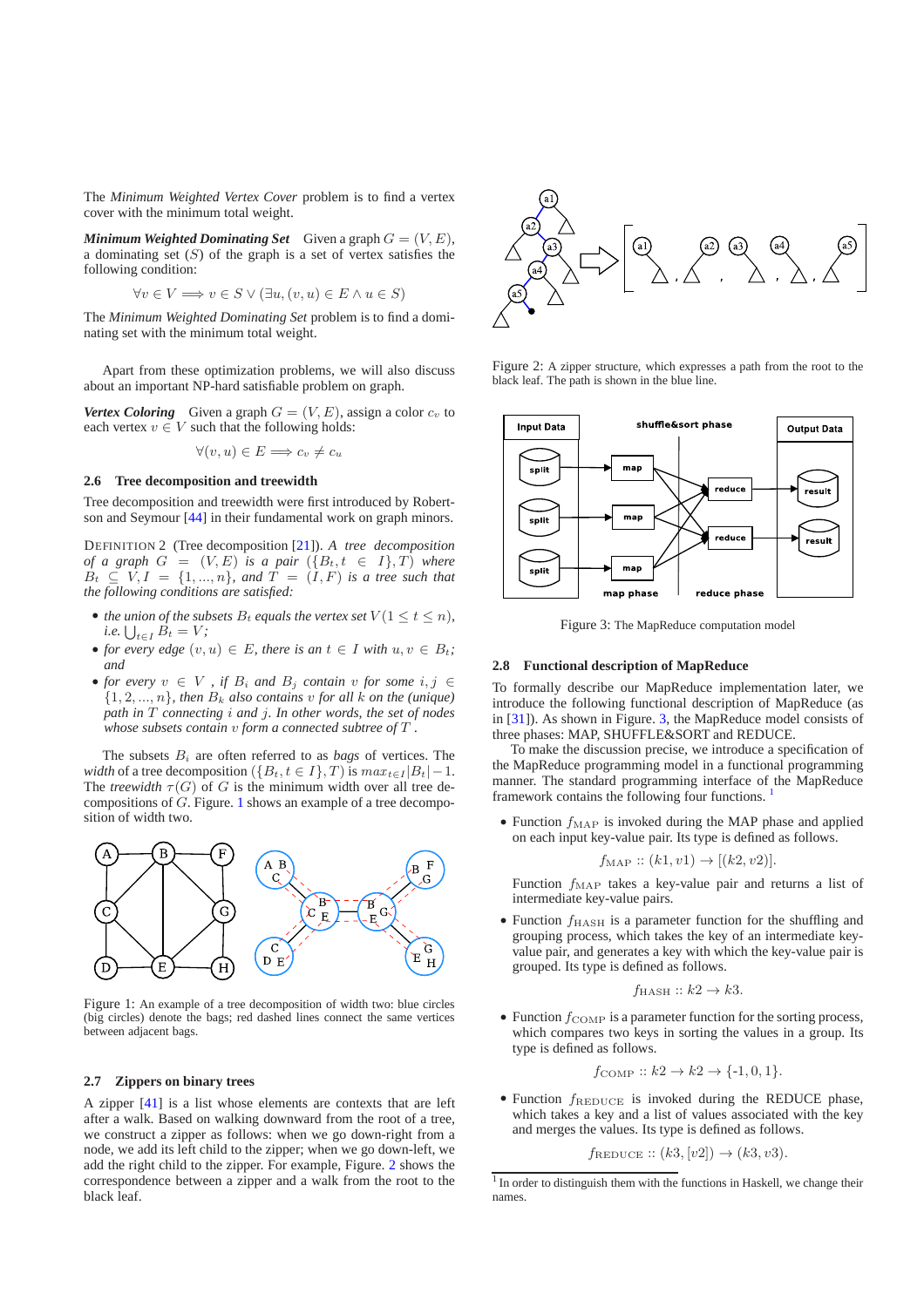The *Minimum Weighted Vertex Cover* problem is to find a vertex cover with the minimum total weight.

***Minimum Weighted Dominating Set*** Given a graph $G = (V, E)$, a dominating set $(S)$ of the graph is a set of vertex satisfies the following condition:

$$\forall v \in V \implies v \in S \vee (\exists u, (v, u) \in E \wedge u \in S)$$

The *Minimum Weighted Dominating Set* problem is to find a dominating set with the minimum total weight.

Apart from these optimization problems, we will also discuss about an important NP-hard satisfiable problem on graph.

***Vertex Coloring*** Given a graph $G = (V, E)$, assign a color $c_v$ to each vertex $v \in V$ such that the following holds:

$$\forall (v, u) \in E \implies c_v \neq c_u$$

### 2.6 Tree decomposition and treewidth

Tree decomposition and treewidth were first introduced by Robertson and Seymour [44] in their fundamental work on graph minors.

DEFINITION 2 (Tree decomposition [21]). *A tree decomposition of a graph $G = (V, E)$ is a pair $(\{B_t, t \in I\}, T)$ where $B_t \subseteq V, I = \{1, ..., n\}$, and $T = (I, F)$ is a tree such that the following conditions are satisfied:*

- *the union of the subsets $B_t$ equals the vertex set $V (1 \leq t \leq n)$, i.e. $\bigcup_{t \in I} B_t = V$;*
- *for every edge $(v, u) \in E$, there is an $t \in I$ with $u, v \in B_t$; and*
- *for every $v \in V$, if $B_i$ and $B_j$ contain $v$ for some $i, j \in \{1, 2, ..., n\}$, then $B_k$ also contains $v$ for all $k$ on the (unique) path in $T$ connecting $i$ and $j$. In other words, the set of nodes whose subsets contain $v$ form a connected subtree of $T$.*

The subsets $B_i$ are often referred to as *bags* of vertices. The *width* of a tree decomposition $(\{B_t, t \in I\}, T)$ is $max_{t \in I}|B_t| - 1$. The *treewidth* $\tau(G)$ of $G$ is the minimum width over all tree decompositions of $G$. Figure. 1 shows an example of a tree decomposition of width two.

Figure 1: An example of a tree decomposition of width two: blue circles (big circles) denote the bags; red dashed lines connect the same vertices between adjacent bags.

### 2.7 Zippers on binary trees

A zipper [41] is a list whose elements are contexts that are left after a walk. Based on walking downward from the root of a tree, we construct a zipper as follows: when we go down-right from a node, we add its left child to the zipper; when we go down-left, we add the right child to the zipper. For example, Figure. 2 shows the correspondence between a zipper and a walk from the root to the black leaf.

Figure 2: A zipper structure, which expresses a path from the root to the black leaf. The path is shown in the blue line.

Figure 3: The MapReduce computation model

### 2.8 Functional description of MapReduce

To formally describe our MapReduce implementation later, we introduce the following functional description of MapReduce (as in [31]). As shown in Figure. 3, the MapReduce model consists of three phases: MAP, SHUFFLE&SORT and REDUCE.

To make the discussion precise, we introduce a specification of the MapReduce programming model in a functional programming manner. The standard programming interface of the MapReduce framework contains the following four functions. [1]

- Function $f_{\text{MAP}}$ is invoked during the MAP phase and applied on each input key-value pair. Its type is defined as follows.

  $$f_{\text{MAP}} :: (k1, v1) \rightarrow [(k2, v2)].$$

  Function $f_{\text{MAP}}$ takes a key-value pair and returns a list of intermediate key-value pairs.

- Function $f_{\text{HASH}}$ is a parameter function for the shuffling and grouping process, which takes the key of an intermediate key-value pair, and generates a key with which the key-value pair is grouped. Its type is defined as follows.

  $$f_{\text{HASH}} :: k2 \rightarrow k3.$$

- Function $f_{\text{COMP}}$ is a parameter function for the sorting process, which compares two keys in sorting the values in a group. Its type is defined as follows.

  $$f_{\text{COMP}} :: k2 \rightarrow k2 \rightarrow \{\text{-}1, 0, 1\}.$$

- Function $f_{\text{REDUCE}}$ is invoked during the REDUCE phase, which takes a key and a list of values associated with the key and merges the values. Its type is defined as follows.

  $$f_{\text{REDUCE}} :: (k3, [v2]) \rightarrow (k3, v3).$$

[1] In order to distinguish them with the functions in Haskell, we change their names.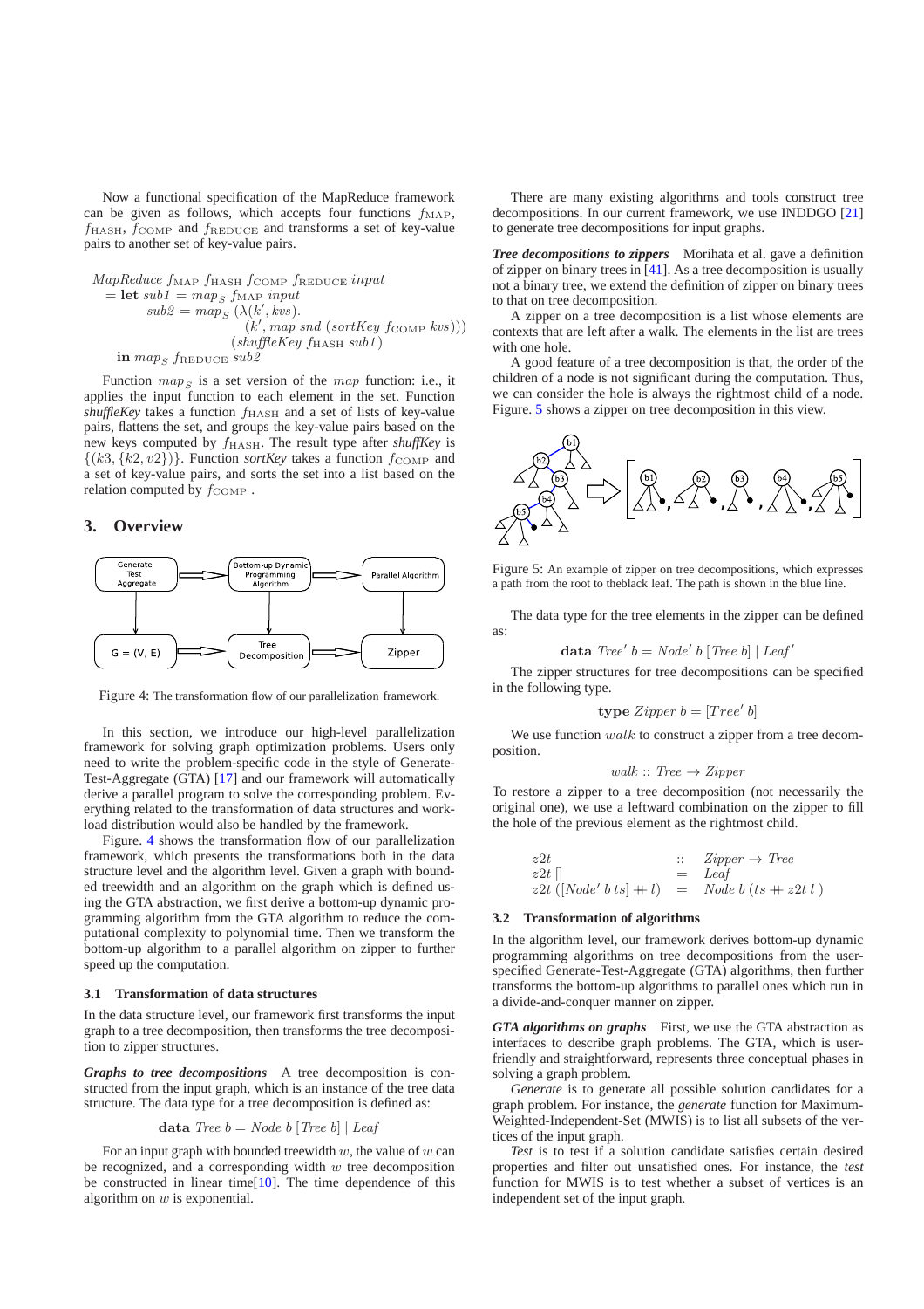Now a functional specification of the MapReduce framework can be given as follows, which accepts four functions $f_{\mathrm{MAP}}$, $f_{\mathrm{HASH}}$, $f_{\mathrm{COMP}}$ and $f_{\mathrm{REDUCE}}$ and transforms a set of key-value pairs to another set of key-value pairs.

$$
\begin{array}{l}
\mathit{MapReduce}\ f_{\mathrm{MAP}}\ f_{\mathrm{HASH}}\ f_{\mathrm{COMP}}\ f_{\mathrm{REDUCE}}\ \mathit{input} \\
\quad = \mathbf{let}\ \mathit{sub1} = \mathit{map}_S\ f_{\mathrm{MAP}}\ \mathit{input} \\
\qquad\quad \mathit{sub2} = \mathit{map}_S\ (\lambda(k', \mathit{kvs}). \\
\qquad\qquad\qquad (k', \mathit{map}\ \mathit{snd}\ (\mathit{sortKey}\ f_{\mathrm{COMP}}\ \mathit{kvs}))) \\
\qquad\qquad\qquad (\mathit{shuffleKey}\ f_{\mathrm{HASH}}\ \mathit{sub1}) \\
\quad\ \ \mathbf{in}\ \mathit{map}_S\ f_{\mathrm{REDUCE}}\ \mathit{sub2}
\end{array}
$$

Function $map_S$ is a set version of the $map$ function: i.e., it applies the input function to each element in the set. Function ***shuffleKey*** takes a function $f_{\mathrm{HASH}}$ and a set of lists of key-value pairs, flattens the set, and groups the key-value pairs based on the new keys computed by $f_{\mathrm{HASH}}$. The result type after ***shuffKey*** is $\{(k3, \{k2, v2\})\}$. Function ***sortKey*** takes a function $f_{\mathrm{COMP}}$ and a set of key-value pairs, and sorts the set into a list based on the relation computed by $f_{\mathrm{COMP}}$ .

## 3. Overview

Figure 4: The transformation flow of our parallelization framework.

In this section, we introduce our high-level parallelization framework for solving graph optimization problems. Users only need to write the problem-specific code in the style of Generate-Test-Aggregate (GTA) [17] and our framework will automatically derive a parallel program to solve the corresponding problem. Everything related to the transformation of data structures and workload distribution would also be handled by the framework.

Figure. 4 shows the transformation flow of our parallelization framework, which presents the transformations both in the data structure level and the algorithm level. Given a graph with bounded treewidth and an algorithm on the graph which is defined using the GTA abstraction, we first derive a bottom-up dynamic programming algorithm from the GTA algorithm to reduce the computational complexity to polynomial time. Then we transform the bottom-up algorithm to a parallel algorithm on zipper to further speed up the computation.

### 3.1 Transformation of data structures

In the data structure level, our framework first transforms the input graph to a tree decomposition, then transforms the tree decomposition to zipper structures.

***Graphs to tree decompositions*** A tree decomposition is constructed from the input graph, which is an instance of the tree data structure. The data type for a tree decomposition is defined as:

$$\mathbf{data}\ \mathit{Tree}\ b = \mathit{Node}\ b\ [\mathit{Tree}\ b]\ |\ \mathit{Leaf}$$

For an input graph with bounded treewidth $w$, the value of $w$ can be recognized, and a corresponding width $w$ tree decomposition be constructed in linear time[10]. The time dependence of this algorithm on $w$ is exponential.

There are many existing algorithms and tools construct tree decompositions. In our current framework, we use INDDGO [21] to generate tree decompositions for input graphs.

***Tree decompositions to zippers*** Morihata et al. gave a definition of zipper on binary trees in [41]. As a tree decomposition is usually not a binary tree, we extend the definition of zipper on binary trees to that on tree decomposition.

A zipper on a tree decomposition is a list whose elements are contexts that are left after a walk. The elements in the list are trees with one hole.

A good feature of a tree decomposition is that, the order of the children of a node is not significant during the computation. Thus, we can consider the hole is always the rightmost child of a node. Figure. 5 shows a zipper on tree decomposition in this view.

Figure 5: An example of zipper on tree decompositions, which expresses a path from the root to theblack leaf. The path is shown in the blue line.

The data type for the tree elements in the zipper can be defined as:

$$\mathbf{data}\ \mathit{Tree}'\ b = \mathit{Node}'\ b\ [\mathit{Tree}\ b]\ |\ \mathit{Leaf}'$$

The zipper structures for tree decompositions can be specified in the following type.

$$\mathbf{type}\ \mathit{Zipper}\ b = [\mathit{Tree}'\ b]$$

We use function $walk$ to construct a zipper from a tree decomposition.

$$\mathit{walk} :: \mathit{Tree} \rightarrow \mathit{Zipper}$$

To restore a zipper to a tree decomposition (not necessarily the original one), we use a leftward combination on the zipper to fill the hole of the previous element as the rightmost child.

$$
\begin{array}{lcl}
\mathit{z2t} & :: & \mathit{Zipper} \rightarrow \mathit{Tree} \\
\mathit{z2t}\ [\,] & = & \mathit{Leaf} \\
\mathit{z2t}\ ([\mathit{Node}'\ b\ \mathit{ts}] +\!\!+\ l) & = & \mathit{Node}\ b\ (\mathit{ts} +\!\!+\ \mathit{z2t}\ l\ )
\end{array}
$$

### 3.2 Transformation of algorithms

In the algorithm level, our framework derives bottom-up dynamic programming algorithms on tree decompositions from the user-specified Generate-Test-Aggregate (GTA) algorithms, then further transforms the bottom-up algorithms to parallel ones which run in a divide-and-conquer manner on zipper.

***GTA algorithms on graphs*** First, we use the GTA abstraction as interfaces to describe graph problems. The GTA, which is user-friendly and straightforward, represents three conceptual phases in solving a graph problem.

*Generate* is to generate all possible solution candidates for a graph problem. For instance, the *generate* function for Maximum-Weighted-Independent-Set (MWIS) is to list all subsets of the vertices of the input graph.

*Test* is to test if a solution candidate satisfies certain desired properties and filter out unsatisfied ones. For instance, the *test* function for MWIS is to test whether a subset of vertices is an independent set of the input graph.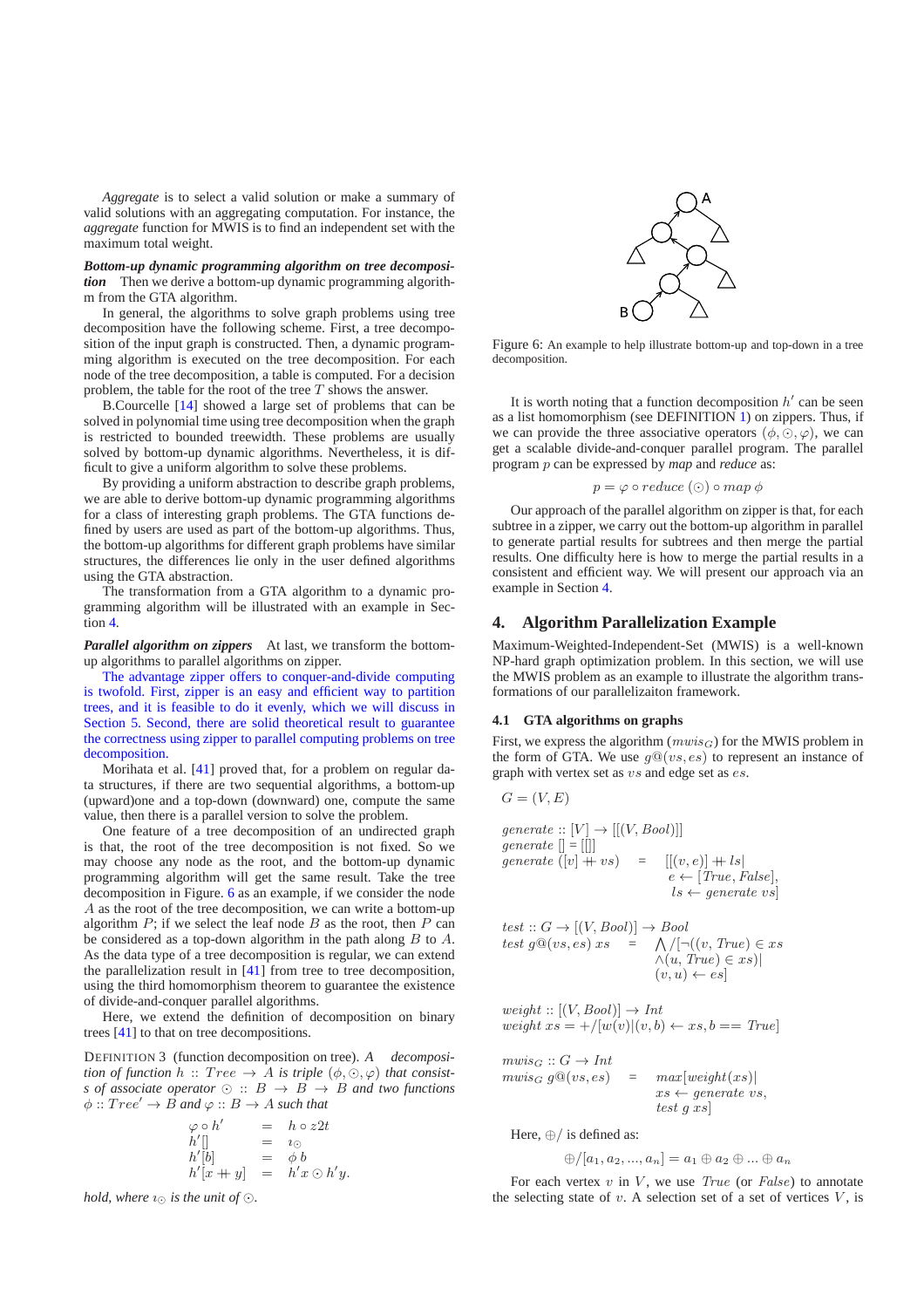*Aggregate* is to select a valid solution or make a summary of valid solutions with an aggregating computation. For instance, the *aggregate* function for MWIS is to find an independent set with the maximum total weight.

***Bottom-up dynamic programming algorithm on tree decomposition*** Then we derive a bottom-up dynamic programming algorithm from the GTA algorithm.

In general, the algorithms to solve graph problems using tree decomposition have the following scheme. First, a tree decomposition of the input graph is constructed. Then, a dynamic programming algorithm is executed on the tree decomposition. For each node of the tree decomposition, a table is computed. For a decision problem, the table for the root of the tree $T$ shows the answer.

B.Courcelle [14] showed a large set of problems that can be solved in polynomial time using tree decomposition when the graph is restricted to bounded treewidth. These problems are usually solved by bottom-up dynamic algorithms. Nevertheless, it is difficult to give a uniform algorithm to solve these problems.

By providing a uniform abstraction to describe graph problems, we are able to derive bottom-up dynamic programming algorithms for a class of interesting graph problems. The GTA functions defined by users are used as part of the bottom-up algorithms. Thus, the bottom-up algorithms for different graph problems have similar structures, the differences lie only in the user defined algorithms using the GTA abstraction.

The transformation from a GTA algorithm to a dynamic programming algorithm will be illustrated with an example in Section 4.

***Parallel algorithm on zippers*** At last, we transform the bottom-up algorithms to parallel algorithms on zipper.

The advantage zipper offers to conquer-and-divide computing is twofold. First, zipper is an easy and efficient way to partition trees, and it is feasible to do it evenly, which we will discuss in Section 5. Second, there are solid theoretical result to guarantee the correctness using zipper to parallel computing problems on tree decomposition.

Morihata et al. [41] proved that, for a problem on regular data structures, if there are two sequential algorithms, a bottom-up (upward)one and a top-down (downward) one, compute the same value, then there is a parallel version to solve the problem.

One feature of a tree decomposition of an undirected graph is that, the root of the tree decomposition is not fixed. So we may choose any node as the root, and the bottom-up dynamic programming algorithm will get the same result. Take the tree decomposition in Figure. 6 as an example, if we consider the node $A$ as the root of the tree decomposition, we can write a bottom-up algorithm $P$; if we select the leaf node $B$ as the root, then $P$ can be considered as a top-down algorithm in the path along $B$ to $A$. As the data type of a tree decomposition is regular, we can extend the parallelization result in [41] from tree to tree decomposition, using the third homomorphism theorem to guarantee the existence of divide-and-conquer parallel algorithms.

Here, we extend the definition of decomposition on binary trees [41] to that on tree decompositions.

DEFINITION 3 (function decomposition on tree). *A decomposition of function* $h :: Tree \to A$ *is triple* $(\phi, \odot, \varphi)$ *that consists of associate operator* $\odot :: B \to B \to B$ *and two functions* $\phi :: Tree' \to B$ *and* $\varphi :: B \to A$ *such that*

$$
\begin{aligned}
\varphi \circ h' &= h \circ z2t \\
h'[] &= \imath_\odot \\
h'[b] &= \phi\, b \\
h'[x +\!\!+\, y] &= h' x \odot h' y.
\end{aligned}
$$

*hold, where* $\imath_\odot$ *is the unit of* $\odot$.

Figure 6: An example to help illustrate bottom-up and top-down in a tree decomposition.

It is worth noting that a function decomposition $h'$ can be seen as a list homomorphism (see DEFINITION 1) on zippers. Thus, if we can provide the three associative operators $(\phi, \odot, \varphi)$, we can get a scalable divide-and-conquer parallel program. The parallel program $p$ can be expressed by *map* and *reduce* as:

$$p = \varphi \circ reduce\ (\odot) \circ map\ \phi$$

Our approach of the parallel algorithm on zipper is that, for each subtree in a zipper, we carry out the bottom-up algorithm in parallel to generate partial results for subtrees and then merge the partial results. One difficulty here is how to merge the partial results in a consistent and efficient way. We will present our approach via an example in Section 4.

## 4. Algorithm Parallelization Example

Maximum-Weighted-Independent-Set (MWIS) is a well-known NP-hard graph optimization problem. In this section, we will use the MWIS problem as an example to illustrate the algorithm transformations of our parallelizaiton framework.

### 4.1 GTA algorithms on graphs

First, we express the algorithm ($mwis_G$) for the MWIS problem in the form of GTA. We use $g@(vs, es)$ to represent an instance of graph with vertex set as $vs$ and edge set as $es$.

$$G = (V, E)$$

$$
\begin{aligned}
&generate :: [V] \to [[(V, Bool)]] \\
&generate\ [\,] = [[\,]] \\
&generate\ ([v] +\!\!+\, vs) \quad = \quad [[(v, e)] +\!\!+\, ls| \\
&\qquad\qquad e \leftarrow [True, False], \\
&\qquad\qquad ls \leftarrow generate\ vs]
\end{aligned}
$$

$$
\begin{aligned}
&test :: G \to [(V, Bool)] \to Bool \\
&test\ g@(vs, es)\ xs \quad = \quad \bigwedge/[\neg((v, True) \in xs \\
&\qquad\qquad \wedge (u, True) \in xs)| \\
&\qquad\qquad (v, u) \leftarrow es]
\end{aligned}
$$

$$
\begin{aligned}
&weight :: [(V, Bool)] \to Int \\
&weight\ xs = +/[w(v)|(v, b) \leftarrow xs, b == True]
\end{aligned}
$$

$$
\begin{aligned}
&mwis_G :: G \to Int \\
&mwis_G\ g@(vs, es) \quad = \quad max[weight(xs)| \\
&\qquad\qquad xs \leftarrow generate\ vs, \\
&\qquad\qquad test\ g\ xs]
\end{aligned}
$$

Here, $\oplus/$ is defined as:

$$\oplus/[a_1, a_2, ..., a_n] = a_1 \oplus a_2 \oplus ... \oplus a_n$$

For each vertex $v$ in $V$, we use $True$ (or $False$) to annotate the selecting state of $v$. A selection set of a set of vertices $V$, is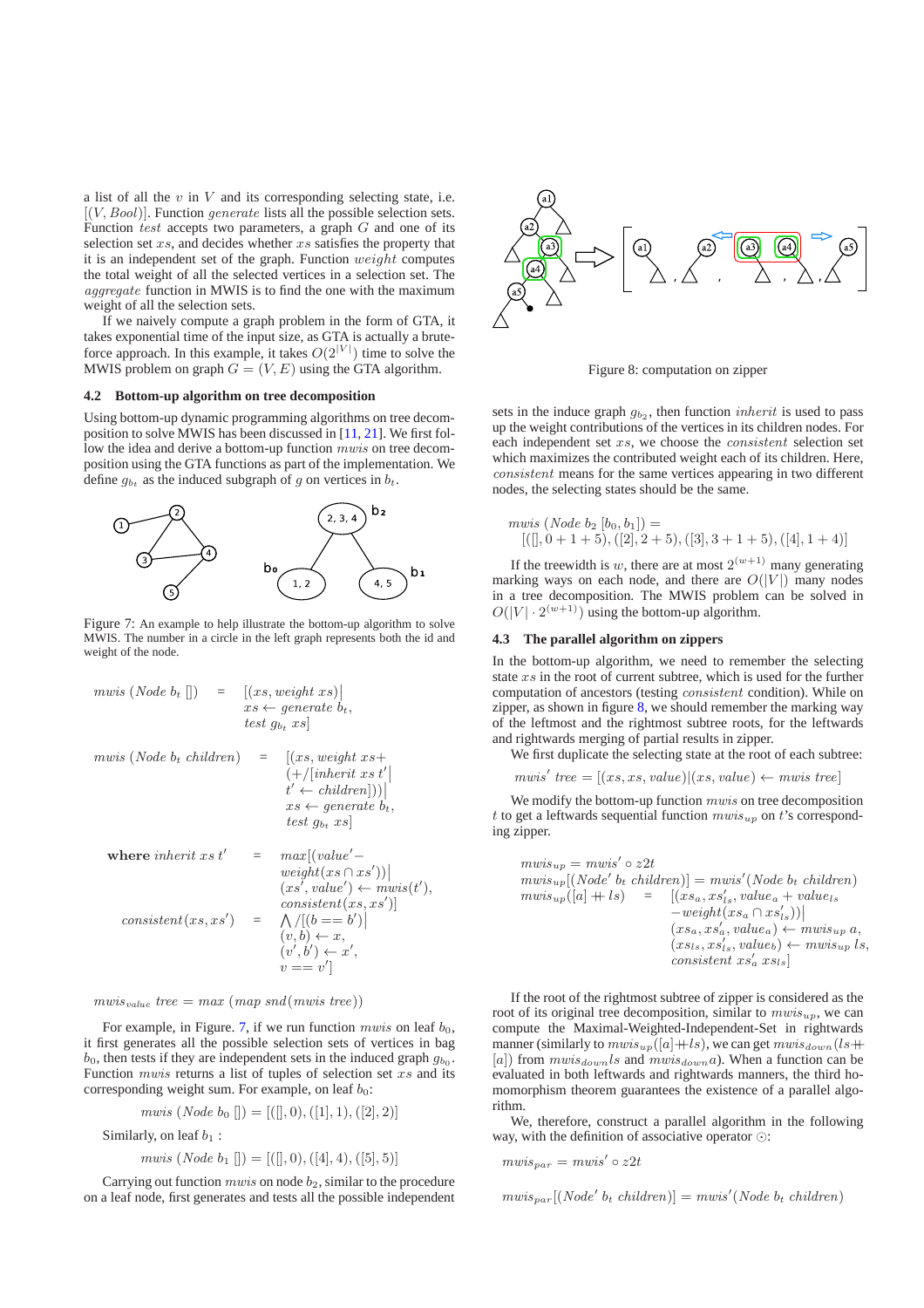a list of all the $v$ in $V$ and its corresponding selecting state, i.e. $[(V, Bool)]$. Function *generate* lists all the possible selection sets. Function *test* accepts two parameters, a graph $G$ and one of its selection set $xs$, and decides whether $xs$ satisfies the property that it is an independent set of the graph. Function *weight* computes the total weight of all the selected vertices in a selection set. The *aggregate* function in MWIS is to find the one with the maximum weight of all the selection sets.

If we naively compute a graph problem in the form of GTA, it takes exponential time of the input size, as GTA is actually a brute-force approach. In this example, it takes $O(2^{|V|})$ time to solve the MWIS problem on graph $G = (V, E)$ using the GTA algorithm.

### 4.2 Bottom-up algorithm on tree decomposition

Using bottom-up dynamic programming algorithms on tree decomposition to solve MWIS has been discussed in [11, 21]. We first follow the idea and derive a bottom-up function $mwis$ on tree decomposition using the GTA functions as part of the implementation. We define $g_{b_t}$ as the induced subgraph of $g$ on vertices in $b_t$.

Figure 7: An example to help illustrate the bottom-up algorithm to solve MWIS. The number in a circle in the left graph represents both the id and weight of the node.

$$
\begin{aligned}
mwis\ (Node\ b_t\ []) &= [(xs, weight\ xs) \mid xs \leftarrow generate\ b_t,\ test\ g_{b_t}\ xs] \\
mwis\ (Node\ b_t\ children) &= [(xs, weight\ xs + (+/[inherit\ xs\ t' \mid t' \leftarrow children])) \mid xs \leftarrow generate\ b_t,\ test\ g_{b_t}\ xs] \\
\textbf{where}\ inherit\ xs\ t' &= max[(value' - weight(xs \cap xs')) \mid (xs', value') \leftarrow mwis(t'),\ consistent(xs, xs')] \\
consistent(xs, xs') &= \bigwedge/[(b == b') \mid (v, b) \leftarrow x,\ (v', b') \leftarrow x',\ v == v']
\end{aligned}
$$

$$
mwis_{value}\ tree = max\ (map\ snd(mwis\ tree))
$$

For example, in Figure. 7, if we run function $mwis$ on leaf $b_0$, it first generates all the possible selection sets of vertices in bag $b_0$, then tests if they are independent sets in the induced graph $g_{b_0}$. Function $mwis$ returns a list of tuples of selection set $xs$ and its corresponding weight sum. For example, on leaf $b_0$:

$$mwis\ (Node\ b_0\ []) = [([], 0), ([1], 1), ([2], 2)]$$

Similarly, on leaf $b_1$ :

$$mwis\ (Node\ b_1\ []) = [([], 0), ([4], 4), ([5], 5)]$$

Carrying out function $mwis$ on node $b_2$, similar to the procedure on a leaf node, first generates and tests all the possible independent sets in the induce graph $g_{b_2}$, then function *inherit* is used to pass up the weight contributions of the vertices in its children nodes. For each independent set $xs$, we choose the *consistent* selection set which maximizes the contributed weight each of its children. Here, *consistent* means for the same vertices appearing in two different nodes, the selecting states should be the same.

$$
\begin{aligned}
&mwis\ (Node\ b_2\ [b_0, b_1]) = \\
&\quad [([], 0 + 1 + 5), ([2], 2 + 5), ([3], 3 + 1 + 5), ([4], 1 + 4)]
\end{aligned}
$$

If the treewidth is $w$, there are at most $2^{(w+1)}$ many generating marking ways on each node, and there are $O(|V|)$ many nodes in a tree decomposition. The MWIS problem can be solved in $O(|V| \cdot 2^{(w+1)})$ using the bottom-up algorithm.

Figure 8: computation on zipper

### 4.3 The parallel algorithm on zippers

In the bottom-up algorithm, we need to remember the selecting state $xs$ in the root of current subtree, which is used for the further computation of ancestors (testing *consistent* condition). While on zipper, as shown in figure 8, we should remember the marking way of the leftmost and the rightmost subtree roots, for the leftwards and rightwards merging of partial results in zipper.

We first duplicate the selecting state at the root of each subtree:

$$mwis'\ tree = [(xs, xs, value) \mid (xs, value) \leftarrow mwis\ tree]$$

We modify the bottom-up function $mwis$ on tree decomposition $t$ to get a leftwards sequential function $mwis_{up}$ on $t$'s corresponding zipper.

$$
\begin{aligned}
&mwis_{up} = mwis' \circ z2t \\
&mwis_{up}[(Node'\ b_t\ children)] = mwis'(Node\ b_t\ children) \\
&mwis_{up}([a] +\!\!+ ls) = [(xs_a, xs'_{ls}, value_a + value_{ls} - weight(xs_a \cap xs'_{ls})) \mid \\
&\qquad (xs_a, xs'_a, value_a) \leftarrow mwis_{up}\ a, \\
&\qquad (xs_{ls}, xs'_{ls}, value_b) \leftarrow mwis_{up}\ ls, \\
&\qquad consistent\ xs'_a\ xs_{ls}]
\end{aligned}
$$

If the root of the rightmost subtree of zipper is considered as the root of its original tree decomposition, similar to $mwis_{up}$, we can compute the Maximal-Weighted-Independent-Set in rightwards manner (similarly to $mwis_{up}([a] +\!\!+ ls)$, we can get $mwis_{down}(ls +\!\!+ [a])$ from $mwis_{down} ls$ and $mwis_{down} a$). When a function can be evaluated in both leftwards and rightwards manners, the third homomorphism theorem guarantees the existence of a parallel algorithm.

We, therefore, construct a parallel algorithm in the following way, with the definition of associative operator $\odot$:

$$mwis_{par} = mwis' \circ z2t$$

$$mwis_{par}[(Node'\ b_t\ children)] = mwis'(Node\ b_t\ children)$$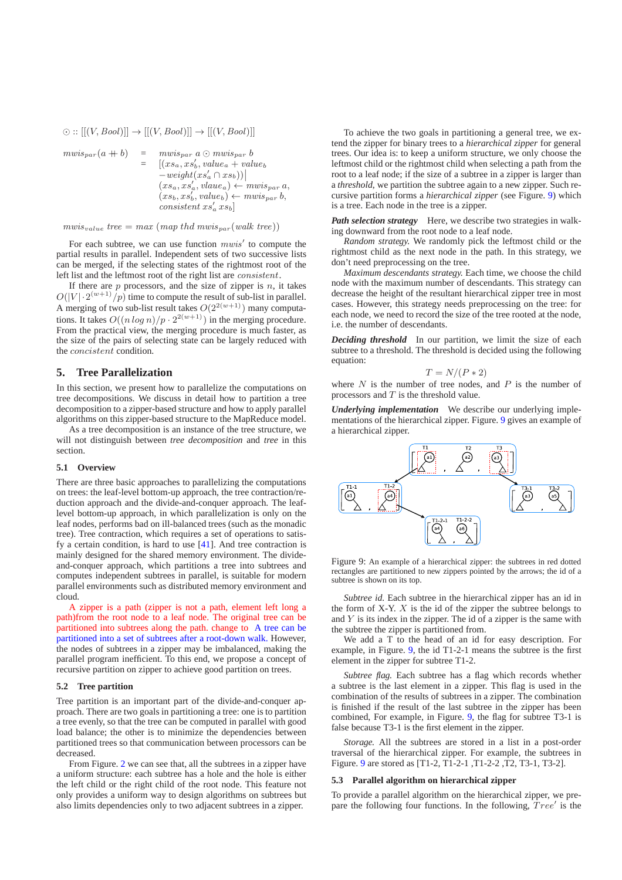$$\odot :: [[(V, Bool)]] \to [[(V, Bool)]] \to [[(V, Bool)]]$$

$$
\begin{aligned}
mwis_{par}(a + b) &= mwis_{par}\ a \odot mwis_{par}\ b \\
&= [(xs_a, xs'_b, value_a + value_b \\
&\quad -weight(xs'_a \cap xs_b)) | \\
&\quad (xs_a, xs'_a, vlaue_a) \leftarrow mwis_{par}\ a, \\
&\quad (xs_b, xs'_b, value_b) \leftarrow mwis_{par}\ b, \\
&\quad consistent\ xs'_a\ xs_b]
\end{aligned}
$$

$$mwis_{value}\ tree = max\ (map\ thd\ mwis_{par}(walk\ tree))$$

For each subtree, we can use function $mwis'$ to compute the partial results in parallel. Independent sets of two successive lists can be merged, if the selecting states of the rightmost root of the left list and the leftmost root of the right list are $consistent$.

If there are $p$ processors, and the size of zipper is $n$, it takes $O(|V| \cdot 2^{(w+1)}/p)$ time to compute the result of sub-list in parallel. A merging of two sub-list result takes $O(2^{2(w+1)})$ many computations. It takes $O((n \log n)/p \cdot 2^{2(w+1)})$ in the merging procedure. From the practical view, the merging procedure is much faster, as the size of the pairs of selecting state can be largely reduced with the $concistent$ condition.

## 5. Tree Parallelization

In this section, we present how to parallelize the computations on tree decompositions. We discuss in detail how to partition a tree decomposition to a zipper-based structure and how to apply parallel algorithms on this zipper-based structure to the MapReduce model.

As a tree decomposition is an instance of the tree structure, we will not distinguish between *tree decomposition* and *tree* in this section.

### 5.1 Overview

There are three basic approaches to parallelizing the computations on trees: the leaf-level bottom-up approach, the tree contraction/reduction approach and the divide-and-conquer approach. The leaf-level bottom-up approach, in which parallelization is only on the leaf nodes, performs bad on ill-balanced trees (such as the monadic tree). Tree contraction, which requires a set of operations to satisfy a certain condition, is hard to use [41]. And tree contraction is mainly designed for the shared memory environment. The divide-and-conquer approach, which partitions a tree into subtrees and computes independent subtrees in parallel, is suitable for modern parallel environments such as distributed memory environment and cloud.

A zipper is a path (zipper is not a path, element left long a path)from the root node to a leaf node. The original tree can be partitioned into subtrees along the path. change to A tree can be partitioned into a set of subtrees after a root-down walk. However, the nodes of subtrees in a zipper may be imbalanced, making the parallel program inefficient. To this end, we propose a concept of recursive partition on zipper to achieve good partition on trees.

### 5.2 Tree partition

Tree partition is an important part of the divide-and-conquer approach. There are two goals in partitioning a tree: one is to partition a tree evenly, so that the tree can be computed in parallel with good load balance; the other is to minimize the dependencies between partitioned trees so that communication between processors can be decreased.

From Figure. 2 we can see that, all the subtrees in a zipper have a uniform structure: each subtree has a hole and the hole is either the left child or the right child of the root node. This feature not only provides a uniform way to design algorithms on subtrees but also limits dependencies only to two adjacent subtrees in a zipper.

To achieve the two goals in partitioning a general tree, we extend the zipper for binary trees to a *hierarchical zipper* for general trees. Our idea is: to keep a uniform structure, we only choose the leftmost child or the rightmost child when selecting a path from the root to a leaf node; if the size of a subtree in a zipper is larger than a *threshold*, we partition the subtree again to a new zipper. Such recursive partition forms a *hierarchical zipper* (see Figure. 9) which is a tree. Each node in the tree is a zipper.

***Path selection strategy*** Here, we describe two strategies in walking downward from the root node to a leaf node.

*Random strategy.* We randomly pick the leftmost child or the rightmost child as the next node in the path. In this strategy, we don't need preprocessing on the tree.

*Maximum descendants strategy.* Each time, we choose the child node with the maximum number of descendants. This strategy can decrease the height of the resultant hierarchical zipper tree in most cases. However, this strategy needs preprocessing on the tree: for each node, we need to record the size of the tree rooted at the node, i.e. the number of descendants.

***Deciding threshold*** In our partition, we limit the size of each subtree to a threshold. The threshold is decided using the following equation:

$$T = N/(P * 2)$$

where $N$ is the number of tree nodes, and $P$ is the number of processors and $T$ is the threshold value.

***Underlying implementation*** We describe our underlying implementations of the hierarchical zipper. Figure. 9 gives an example of a hierarchical zipper.

Figure 9: An example of a hierarchical zipper: the subtrees in red dotted rectangles are partitioned to new zippers pointed by the arrows; the id of a subtree is shown on its top.

*Subtree id.* Each subtree in the hierarchical zipper has an id in the form of X-Y. $X$ is the id of the zipper the subtree belongs to and $Y$ is its index in the zipper. The id of a zipper is the same with the subtree the zipper is partitioned from.

We add a T to the head of an id for easy description. For example, in Figure. 9, the id T1-2-1 means the subtree is the first element in the zipper for subtree T1-2.

*Subtree flag.* Each subtree has a flag which records whether a subtree is the last element in a zipper. This flag is used in the combination of the results of subtrees in a zipper. The combination is finished if the result of the last subtree in the zipper has been combined, For example, in Figure. 9, the flag for subtree T3-1 is false because T3-1 is the first element in the zipper.

*Storage.* All the subtrees are stored in a list in a post-order traversal of the hierarchical zipper. For example, the subtrees in Figure. 9 are stored as [T1-2, T1-2-1 ,T1-2-2 ,T2, T3-1, T3-2].

### 5.3 Parallel algorithm on hierarchical zipper

To provide a parallel algorithm on the hierarchical zipper, we prepare the following four functions. In the following, $Tree'$ is the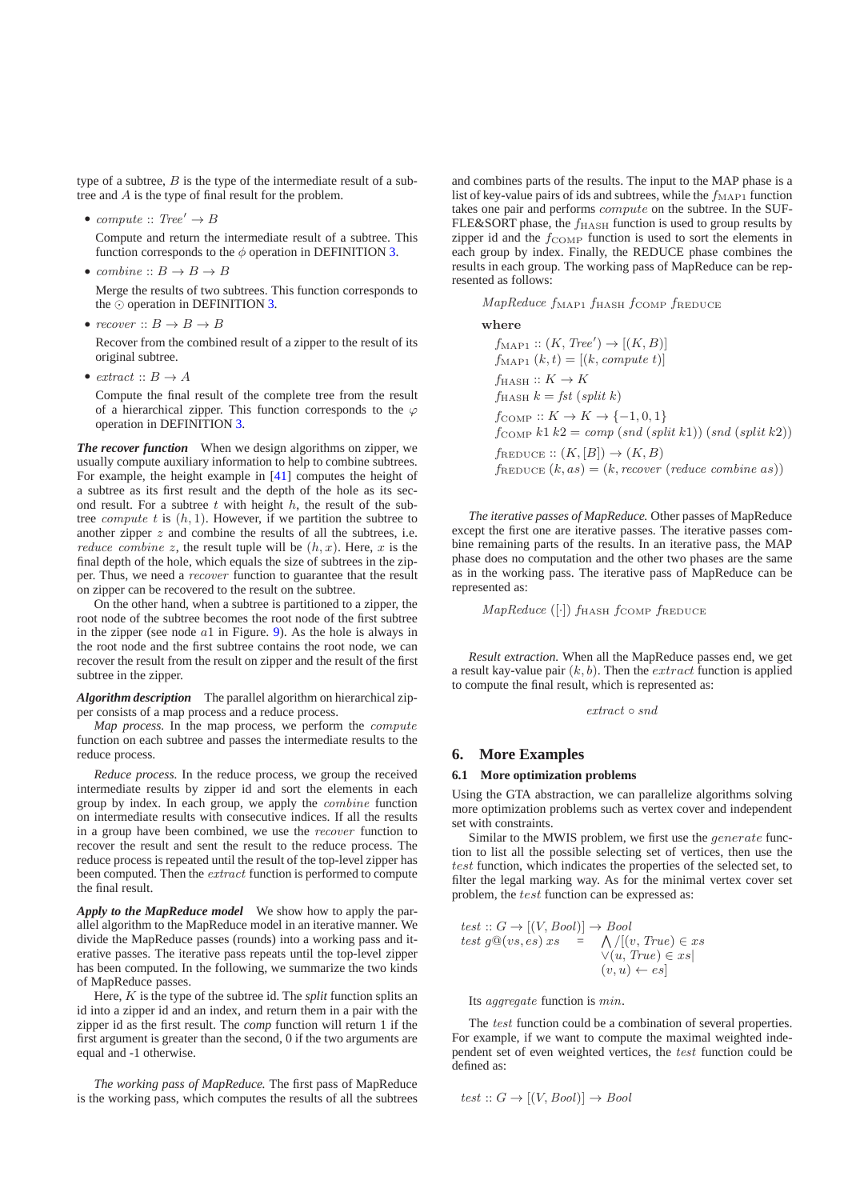type of a subtree, $B$ is the type of the intermediate result of a subtree and $A$ is the type of final result for the problem.

- $\mathit{compute} :: \mathit{Tree}' \rightarrow B$

  Compute and return the intermediate result of a subtree. This function corresponds to the $\phi$ operation in DEFINITION 3.

- $\mathit{combine} :: B \rightarrow B \rightarrow B$

  Merge the results of two subtrees. This function corresponds to the $\odot$ operation in DEFINITION 3.

- $\mathit{recover} :: B \rightarrow B \rightarrow B$

  Recover from the combined result of a zipper to the result of its original subtree.

- $\mathit{extract} :: B \rightarrow A$

  Compute the final result of the complete tree from the result of a hierarchical zipper. This function corresponds to the $\varphi$ operation in DEFINITION 3.

***The recover function*** When we design algorithms on zipper, we usually compute auxiliary information to help to combine subtrees. For example, the height example in [41] computes the height of a subtree as its first result and the depth of the hole as its second result. For a subtree $t$ with height $h$, the result of the subtree $\mathit{compute}\ t$ is $(h, 1)$. However, if we partition the subtree to another zipper $z$ and combine the results of all the subtrees, i.e. $\mathit{reduce}\ \mathit{combine}\ z$, the result tuple will be $(h, x)$. Here, $x$ is the final depth of the hole, which equals the size of subtrees in the zipper. Thus, we need a $\mathit{recover}$ function to guarantee that the result on zipper can be recovered to the result on the subtree.

On the other hand, when a subtree is partitioned to a zipper, the root node of the subtree becomes the root node of the first subtree in the zipper (see node $a1$ in Figure. 9). As the hole is always in the root node and the first subtree contains the root node, we can recover the result from the result on zipper and the result of the first subtree in the zipper.

***Algorithm description*** The parallel algorithm on hierarchical zipper consists of a map process and a reduce process.

*Map process.* In the map process, we perform the $\mathit{compute}$ function on each subtree and passes the intermediate results to the reduce process.

*Reduce process.* In the reduce process, we group the received intermediate results by zipper id and sort the elements in each group by index. In each group, we apply the $\mathit{combine}$ function on intermediate results with consecutive indices. If all the results in a group have been combined, we use the $\mathit{recover}$ function to recover the result and sent the result to the reduce process. The reduce process is repeated until the result of the top-level zipper has been computed. Then the $\mathit{extract}$ function is performed to compute the final result.

***Apply to the MapReduce model*** We show how to apply the parallel algorithm to the MapReduce model in an iterative manner. We divide the MapReduce passes (rounds) into a working pass and iterative passes. The iterative pass repeats until the top-level zipper has been computed. In the following, we summarize the two kinds of MapReduce passes.

Here, $K$ is the type of the subtree id. The *split* function splits an id into a zipper id and an index, and return them in a pair with the zipper id as the first result. The *comp* function will return 1 if the first argument is greater than the second, 0 if the two arguments are equal and -1 otherwise.

*The working pass of MapReduce.* The first pass of MapReduce is the working pass, which computes the results of all the subtrees and combines parts of the results. The input to the MAP phase is a list of key-value pairs of ids and subtrees, while the $f_{\mathrm{MAP1}}$ function takes one pair and performs $\mathit{compute}$ on the subtree. In the SUFFLE&SORT phase, the $f_{\mathrm{HASH}}$ function is used to group results by zipper id and the $f_{\mathrm{COMP}}$ function is used to sort the elements in each group by index. Finally, the REDUCE phase combines the results in each group. The working pass of MapReduce can be represented as follows:

$$
\begin{array}{l}
\mathit{MapReduce}\ f_{\mathrm{MAP1}}\ f_{\mathrm{HASH}}\ f_{\mathrm{COMP}}\ f_{\mathrm{REDUCE}} \\
\quad \textbf{where} \\
\quad\quad f_{\mathrm{MAP1}} :: (K, \mathit{Tree}') \rightarrow [(K, B)] \\
\quad\quad f_{\mathrm{MAP1}}\ (k, t) = [(k, \mathit{compute}\ t)] \\
\quad\quad f_{\mathrm{HASH}} :: K \rightarrow K \\
\quad\quad f_{\mathrm{HASH}}\ k = \mathit{fst}\ (\mathit{split}\ k) \\
\quad\quad f_{\mathrm{COMP}} :: K \rightarrow K \rightarrow \{-1, 0, 1\} \\
\quad\quad f_{\mathrm{COMP}}\ k1\ k2 = \mathit{comp}\ (\mathit{snd}\ (\mathit{split}\ k1))\ (\mathit{snd}\ (\mathit{split}\ k2)) \\
\quad\quad f_{\mathrm{REDUCE}} :: (K, [B]) \rightarrow (K, B) \\
\quad\quad f_{\mathrm{REDUCE}}\ (k, as) = (k, \mathit{recover}\ (\mathit{reduce}\ \mathit{combine}\ as))
\end{array}
$$

*The iterative passes of MapReduce.* Other passes of MapReduce except the first one are iterative passes. The iterative passes combine remaining parts of the results. In an iterative pass, the MAP phase does no computation and the other two phases are the same as in the working pass. The iterative pass of MapReduce can be represented as:

$$\mathit{MapReduce}\ ([\cdot])\ f_{\mathrm{HASH}}\ f_{\mathrm{COMP}}\ f_{\mathrm{REDUCE}}$$

*Result extraction.* When all the MapReduce passes end, we get a result kay-value pair $(k, b)$. Then the $\mathit{extract}$ function is applied to compute the final result, which is represented as:

$$\mathit{extract} \circ \mathit{snd}$$

## 6. More Examples

### 6.1 More optimization problems

Using the GTA abstraction, we can parallelize algorithms solving more optimization problems such as vertex cover and independent set with constraints.

Similar to the MWIS problem, we first use the $\mathit{generate}$ function to list all the possible selecting set of vertices, then use the $\mathit{test}$ function, which indicates the properties of the selected set, to filter the legal marking way. As for the minimal vertex cover set problem, the $\mathit{test}$ function can be expressed as:

$$
\begin{array}{lcl}
\mathit{test} :: G \rightarrow [(V, \mathit{Bool})] \rightarrow \mathit{Bool} & & \\
\mathit{test}\ g@(vs, es)\ xs & = & \bigwedge / [(v, \mathit{True}) \in xs \\
& & \quad \vee (u, \mathit{True}) \in xs | \\
& & \quad (v, u) \leftarrow es]
\end{array}
$$

Its $\mathit{aggregate}$ function is $\mathit{min}$.

The $\mathit{test}$ function could be a combination of several properties. For example, if we want to compute the maximal weighted independent set of even weighted vertices, the $\mathit{test}$ function could be defined as:

$$\mathit{test} :: G \rightarrow [(V, \mathit{Bool})] \rightarrow \mathit{Bool}$$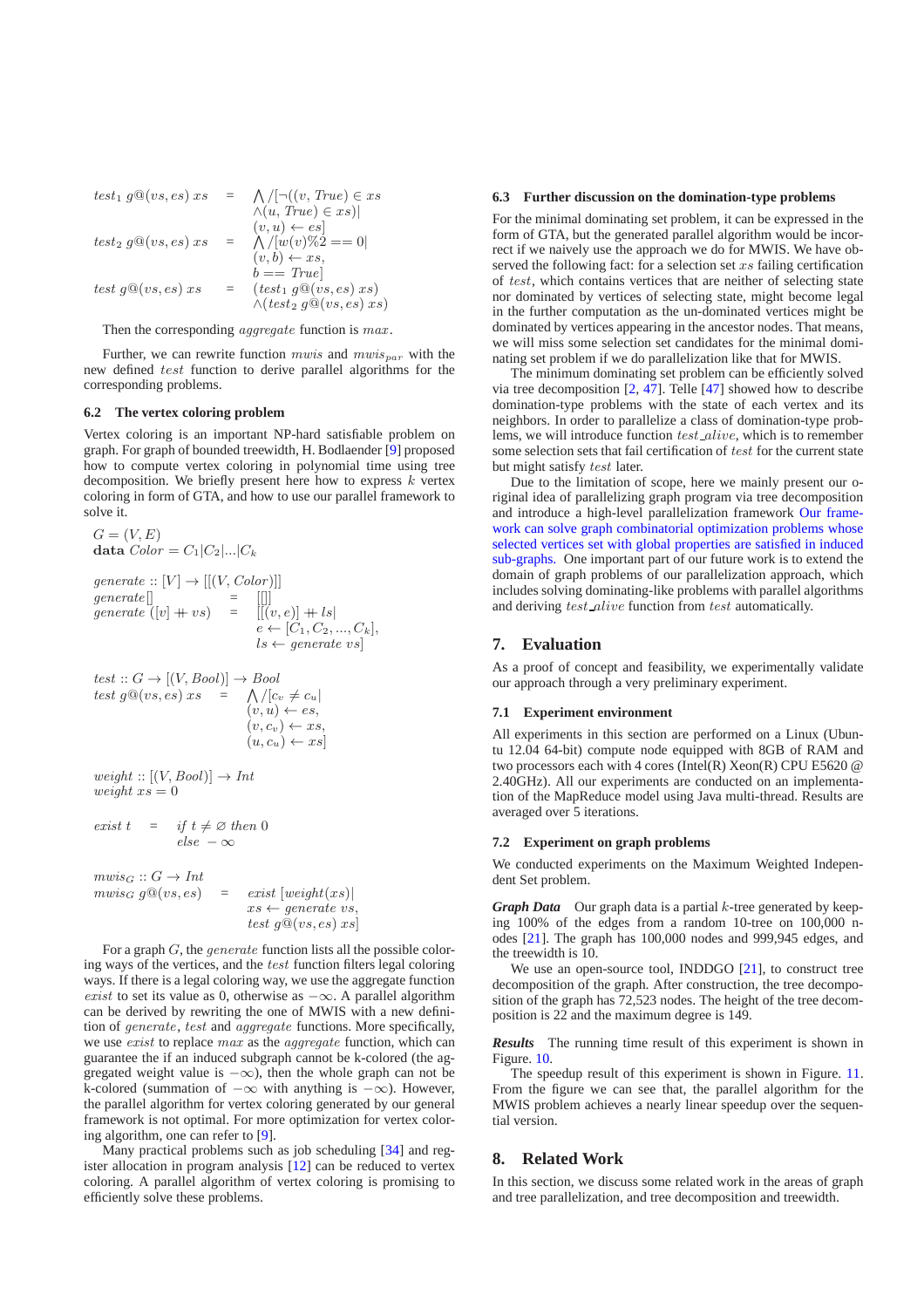$$
\begin{array}{lcl}
test_1\ g@(vs, es)\ xs & = & \bigwedge/[\neg((v, True) \in xs \\
 & & \wedge (u, True) \in xs) | \\
 & & (v, u) \leftarrow es] \\
test_2\ g@(vs, es)\ xs & = & \bigwedge/[w(v)\%2 == 0 | \\
 & & (v, b) \leftarrow xs, \\
 & & b == True] \\
test\ g@(vs, es)\ xs & = & (test_1\ g@(vs, es)\ xs) \\
 & & \wedge (test_2\ g@(vs, es)\ xs)
\end{array}
$$

Then the corresponding *aggregate* function is *max*.

Further, we can rewrite function *mwis* and $mwis_{par}$ with the new defined *test* function to derive parallel algorithms for the corresponding problems.

### 6.2 The vertex coloring problem

Vertex coloring is an important NP-hard satisfiable problem on graph. For graph of bounded treewidth, H. Bodlaender [9] proposed how to compute vertex coloring in polynomial time using tree decomposition. We briefly present here how to express $k$ vertex coloring in form of GTA, and how to use our parallel framework to solve it.

$$
\begin{array}{l}
G = (V, E) \\
\textbf{data}\ Color = C_1 | C_2 | ... | C_k
\end{array}
$$

$$
\begin{array}{lcl}
generate :: [V] \rightarrow [[(V, Color)]] & & \\
generate [\,] & = & [[\,]] \\
generate\ ([v] + vs) & = & [[(v, e)] + ls | \\
 & & e \leftarrow [C_1, C_2, ..., C_k], \\
 & & ls \leftarrow generate\ vs]
\end{array}
$$

$$
\begin{array}{lcl}
test :: G \rightarrow [(V, Bool)] \rightarrow Bool & & \\
test\ g@(vs, es)\ xs & = & \bigwedge/[c_v \neq c_u | \\
 & & (v, u) \leftarrow es, \\
 & & (v, c_v) \leftarrow xs, \\
 & & (u, c_u) \leftarrow xs]
\end{array}
$$

$$
\begin{array}{l}
weight :: [(V, Bool)] \rightarrow Int \\
weight\ xs = 0
\end{array}
$$

$$
\begin{array}{lcl}
exist\ t & = & if\ t \neq \varnothing\ then\ 0 \\
 & & else\ -\infty
\end{array}
$$

$$
\begin{array}{lcl}
mwis_G :: G \rightarrow Int & & \\
mwis_G\ g@(vs, es) & = & exist\ [weight(xs) | \\
 & & xs \leftarrow generate\ vs, \\
 & & test\ g@(vs, es)\ xs]
\end{array}
$$

For a graph $G$, the *generate* function lists all the possible coloring ways of the vertices, and the *test* function filters legal coloring ways. If there is a legal coloring way, we use the aggregate function *exist* to set its value as 0, otherwise as $-\infty$. A parallel algorithm can be derived by rewriting the one of MWIS with a new definition of *generate*, *test* and *aggregate* functions. More specifically, we use *exist* to replace *max* as the *aggregate* function, which can guarantee the if an induced subgraph cannot be k-colored (the aggregated weight value is $-\infty$), then the whole graph can not be k-colored (summation of $-\infty$ with anything is $-\infty$). However, the parallel algorithm for vertex coloring generated by our general framework is not optimal. For more optimization for vertex coloring algorithm, one can refer to [9].

Many practical problems such as job scheduling [34] and register allocation in program analysis [12] can be reduced to vertex coloring. A parallel algorithm of vertex coloring is promising to efficiently solve these problems.

### 6.3 Further discussion on the domination-type problems

For the minimal dominating set problem, it can be expressed in the form of GTA, but the generated parallel algorithm would be incorrect if we naively use the approach we do for MWIS. We have observed the following fact: for a selection set $xs$ failing certification of *test*, which contains vertices that are neither of selecting state nor dominated by vertices of selecting state, might become legal in the further computation as the un-dominated vertices might be dominated by vertices appearing in the ancestor nodes. That means, we will miss some selection set candidates for the minimal dominating set problem if we do parallelization like that for MWIS.

The minimum dominating set problem can be efficiently solved via tree decomposition [2, 47]. Telle [47] showed how to describe domination-type problems with the state of each vertex and its neighbors. In order to parallelize a class of domination-type problems, we will introduce function *test_alive*, which is to remember some selection sets that fail certification of *test* for the current state but might satisfy *test* later.

Due to the limitation of scope, here we mainly present our original idea of parallelizing graph program via tree decomposition and introduce a high-level parallelization framework Our framework can solve graph combinatorial optimization problems whose selected vertices set with global properties are satisfied in induced sub-graphs. One important part of our future work is to extend the domain of graph problems of our parallelization approach, which includes solving dominating-like problems with parallel algorithms and deriving *test_alive* function from *test* automatically.

## 7. Evaluation

As a proof of concept and feasibility, we experimentally validate our approach through a very preliminary experiment.

### 7.1 Experiment environment

All experiments in this section are performed on a Linux (Ubuntu 12.04 64-bit) compute node equipped with 8GB of RAM and two processors each with 4 cores (Intel(R) Xeon(R) CPU E5620 @ 2.40GHz). All our experiments are conducted on an implementation of the MapReduce model using Java multi-thread. Results are averaged over 5 iterations.

### 7.2 Experiment on graph problems

We conducted experiments on the Maximum Weighted Independent Set problem.

***Graph Data*** Our graph data is a partial $k$-tree generated by keeping 100% of the edges from a random 10-tree on 100,000 nodes [21]. The graph has 100,000 nodes and 999,945 edges, and the treewidth is 10.

We use an open-source tool, INDDGO [21], to construct tree decomposition of the graph. After construction, the tree decomposition of the graph has 72,523 nodes. The height of the tree decomposition is 22 and the maximum degree is 149.

***Results*** The running time result of this experiment is shown in Figure. 10.

The speedup result of this experiment is shown in Figure. 11. From the figure we can see that, the parallel algorithm for the MWIS problem achieves a nearly linear speedup over the sequential version.

## 8. Related Work

In this section, we discuss some related work in the areas of graph and tree parallelization, and tree decomposition and treewidth.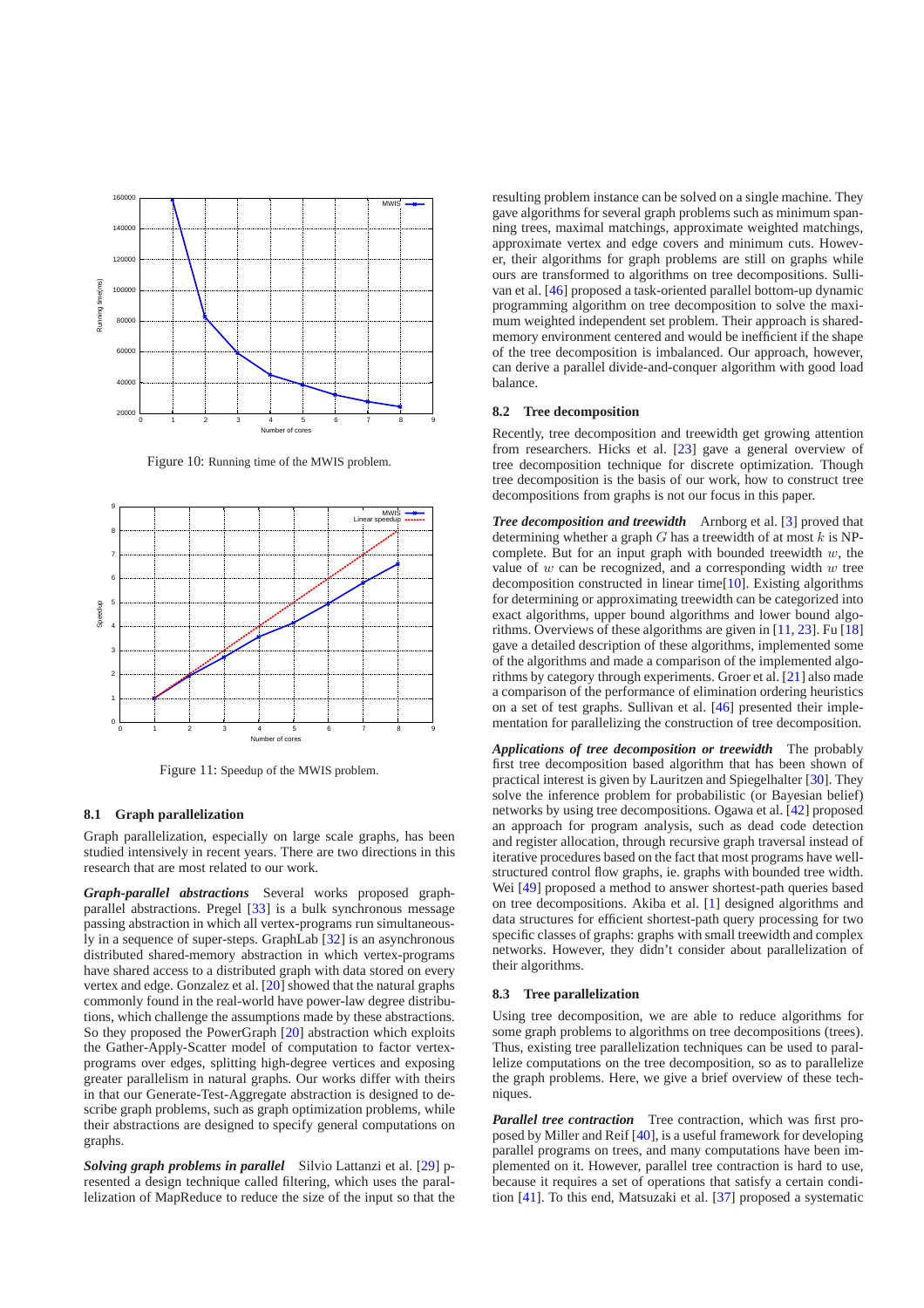Figure 10: Running time of the MWIS problem.

Figure 11: Speedup of the MWIS problem.

### 8.1 Graph parallelization

Graph parallelization, especially on large scale graphs, has been studied intensively in recent years. There are two directions in this research that are most related to our work.

***Graph-parallel abstractions*** Several works proposed graph-parallel abstractions. Pregel [33] is a bulk synchronous message passing abstraction in which all vertex-programs run simultaneously in a sequence of super-steps. GraphLab [32] is an asynchronous distributed shared-memory abstraction in which vertex-programs have shared access to a distributed graph with data stored on every vertex and edge. Gonzalez et al. [20] showed that the natural graphs commonly found in the real-world have power-law degree distributions, which challenge the assumptions made by these abstractions. So they proposed the PowerGraph [20] abstraction which exploits the Gather-Apply-Scatter model of computation to factor vertex-programs over edges, splitting high-degree vertices and exposing greater parallelism in natural graphs. Our works differ with theirs in that our Generate-Test-Aggregate abstraction is designed to describe graph problems, such as graph optimization problems, while their abstractions are designed to specify general computations on graphs.

***Solving graph problems in parallel*** Silvio Lattanzi et al. [29] presented a design technique called filtering, which uses the parallelization of MapReduce to reduce the size of the input so that the resulting problem instance can be solved on a single machine. They gave algorithms for several graph problems such as minimum spanning trees, maximal matchings, approximate weighted matchings, approximate vertex and edge covers and minimum cuts. However, their algorithms for graph problems are still on graphs while ours are transformed to algorithms on tree decompositions. Sullivan et al. [46] proposed a task-oriented parallel bottom-up dynamic programming algorithm on tree decomposition to solve the maximum weighted independent set problem. Their approach is shared-memory environment centered and would be inefficient if the shape of the tree decomposition is imbalanced. Our approach, however, can derive a parallel divide-and-conquer algorithm with good load balance.

### 8.2 Tree decomposition

Recently, tree decomposition and treewidth get growing attention from researchers. Hicks et al. [23] gave a general overview of tree decomposition technique for discrete optimization. Though tree decomposition is the basis of our work, how to construct tree decompositions from graphs is not our focus in this paper.

***Tree decomposition and treewidth*** Arnborg et al. [3] proved that determining whether a graph $G$ has a treewidth of at most $k$ is NP-complete. But for an input graph with bounded treewidth $w$, the value of $w$ can be recognized, and a corresponding width $w$ tree decomposition constructed in linear time[10]. Existing algorithms for determining or approximating treewidth can be categorized into exact algorithms, upper bound algorithms and lower bound algorithms. Overviews of these algorithms are given in [11, 23]. Fu [18] gave a detailed description of these algorithms, implemented some of the algorithms and made a comparison of the implemented algorithms by category through experiments. Groer et al. [21] also made a comparison of the performance of elimination ordering heuristics on a set of test graphs. Sullivan et al. [46] presented their implementation for parallelizing the construction of tree decomposition.

***Applications of tree decomposition or treewidth*** The probably first tree decomposition based algorithm that has been shown of practical interest is given by Lauritzen and Spiegelhalter [30]. They solve the inference problem for probabilistic (or Bayesian belief) networks by using tree decompositions. Ogawa et al. [42] proposed an approach for program analysis, such as dead code detection and register allocation, through recursive graph traversal instead of iterative procedures based on the fact that most programs have well-structured control flow graphs, ie. graphs with bounded tree width. Wei [49] proposed a method to answer shortest-path queries based on tree decompositions. Akiba et al. [1] designed algorithms and data structures for efficient shortest-path query processing for two specific classes of graphs: graphs with small treewidth and complex networks. However, they didn't consider about parallelization of their algorithms.

### 8.3 Tree parallelization

Using tree decomposition, we are able to reduce algorithms for some graph problems to algorithms on tree decompositions (trees). Thus, existing tree parallelization techniques can be used to parallelize computations on the tree decomposition, so as to parallelize the graph problems. Here, we give a brief overview of these techniques.

***Parallel tree contraction*** Tree contraction, which was first proposed by Miller and Reif [40], is a useful framework for developing parallel programs on trees, and many computations have been implemented on it. However, parallel tree contraction is hard to use, because it requires a set of operations that satisfy a certain condition [41]. To this end, Matsuzaki et al. [37] proposed a systematic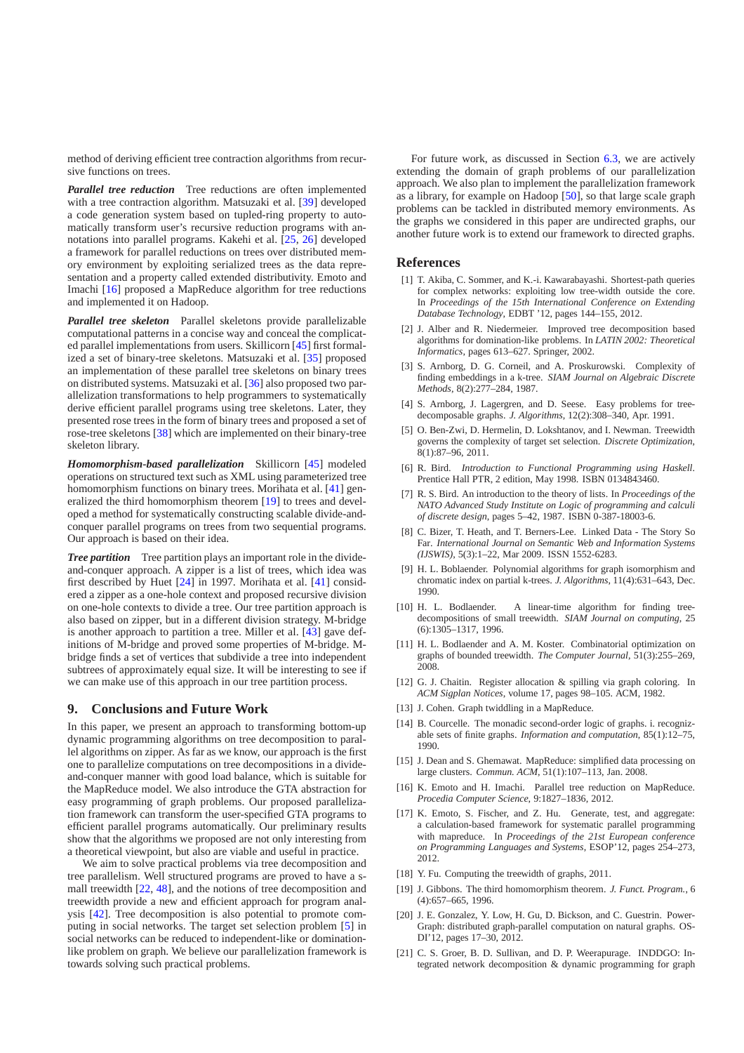method of deriving efficient tree contraction algorithms from recursive functions on trees.

***Parallel tree reduction*** Tree reductions are often implemented with a tree contraction algorithm. Matsuzaki et al. [39] developed a code generation system based on tupled-ring property to automatically transform user's recursive reduction programs with annotations into parallel programs. Kakehi et al. [25, 26] developed a framework for parallel reductions on trees over distributed memory environment by exploiting serialized trees as the data representation and a property called extended distributivity. Emoto and Imachi [16] proposed a MapReduce algorithm for tree reductions and implemented it on Hadoop.

***Parallel tree skeleton*** Parallel skeletons provide parallelizable computational patterns in a concise way and conceal the complicated parallel implementations from users. Skillicorn [45] first formalized a set of binary-tree skeletons. Matsuzaki et al. [35] proposed an implementation of these parallel tree skeletons on binary trees on distributed systems. Matsuzaki et al. [36] also proposed two parallelization transformations to help programmers to systematically derive efficient parallel programs using tree skeletons. Later, they presented rose trees in the form of binary trees and proposed a set of rose-tree skeletons [38] which are implemented on their binary-tree skeleton library.

***Homomorphism-based parallelization*** Skillicorn [45] modeled operations on structured text such as XML using parameterized tree homomorphism functions on binary trees. Morihata et al. [41] generalized the third homomorphism theorem [19] to trees and developed a method for systematically constructing scalable divide-and-conquer parallel programs on trees from two sequential programs. Our approach is based on their idea.

***Tree partition*** Tree partition plays an important role in the divide-and-conquer approach. A zipper is a list of trees, which idea was first described by Huet [24] in 1997. Morihata et al. [41] considered a zipper as a one-hole context and proposed recursive division on one-hole contexts to divide a tree. Our tree partition approach is also based on zipper, but in a different division strategy. M-bridge is another approach to partition a tree. Miller et al. [43] gave definitions of M-bridge and proved some properties of M-bridge. M-bridge finds a set of vertices that subdivide a tree into independent subtrees of approximately equal size. It will be interesting to see if we can make use of this approach in our tree partition process.

## 9. Conclusions and Future Work

In this paper, we present an approach to transforming bottom-up dynamic programming algorithms on tree decomposition to parallel algorithms on zipper. As far as we know, our approach is the first one to parallelize computations on tree decompositions in a divide-and-conquer manner with good load balance, which is suitable for the MapReduce model. We also introduce the GTA abstraction for easy programming of graph problems. Our proposed parallelization framework can transform the user-specified GTA programs to efficient parallel programs automatically. Our preliminary results show that the algorithms we proposed are not only interesting from a theoretical viewpoint, but also are viable and useful in practice.

We aim to solve practical problems via tree decomposition and tree parallelism. Well structured programs are proved to have a small treewidth [22, 48], and the notions of tree decomposition and treewidth provide a new and efficient approach for program analysis [42]. Tree decomposition is also potential to promote computing in social networks. The target set selection problem [5] in social networks can be reduced to independent-like or domination-like problem on graph. We believe our parallelization framework is towards solving such practical problems.

For future work, as discussed in Section 6.3, we are actively extending the domain of graph problems of our parallelization approach. We also plan to implement the parallelization framework as a library, for example on Hadoop [50], so that large scale graph problems can be tackled in distributed memory environments. As the graphs we considered in this paper are undirected graphs, our another future work is to extend our framework to directed graphs.

## References

[1] T. Akiba, C. Sommer, and K.-i. Kawarabayashi. Shortest-path queries for complex networks: exploiting low tree-width outside the core. In *Proceedings of the 15th International Conference on Extending Database Technology*, EDBT '12, pages 144–155, 2012.

[2] J. Alber and R. Niedermeier. Improved tree decomposition based algorithms for domination-like problems. In *LATIN 2002: Theoretical Informatics*, pages 613–627. Springer, 2002.

[3] S. Arnborg, D. G. Corneil, and A. Proskurowski. Complexity of finding embeddings in a k-tree. *SIAM Journal on Algebraic Discrete Methods*, 8(2):277–284, 1987.

[4] S. Arnborg, J. Lagergren, and D. Seese. Easy problems for tree-decomposable graphs. *J. Algorithms*, 12(2):308–340, Apr. 1991.

[5] O. Ben-Zwi, D. Hermelin, D. Lokshtanov, and I. Newman. Treewidth governs the complexity of target set selection. *Discrete Optimization*, 8(1):87–96, 2011.

[6] R. Bird. *Introduction to Functional Programming using Haskell*. Prentice Hall PTR, 2 edition, May 1998. ISBN 0134843460.

[7] R. S. Bird. An introduction to the theory of lists. In *Proceedings of the NATO Advanced Study Institute on Logic of programming and calculi of discrete design*, pages 5–42, 1987. ISBN 0-387-18003-6.

[8] C. Bizer, T. Heath, and T. Berners-Lee. Linked Data - The Story So Far. *International Journal on Semantic Web and Information Systems (IJSWIS)*, 5(3):1–22, Mar 2009. ISSN 1552-6283.

[9] H. L. Boblaender. Polynomial algorithms for graph isomorphism and chromatic index on partial k-trees. *J. Algorithms*, 11(4):631–643, Dec. 1990.

[10] H. L. Bodlaender. A linear-time algorithm for finding tree-decompositions of small treewidth. *SIAM Journal on computing*, 25 (6):1305–1317, 1996.

[11] H. L. Bodlaender and A. M. Koster. Combinatorial optimization on graphs of bounded treewidth. *The Computer Journal*, 51(3):255–269, 2008.

[12] G. J. Chaitin. Register allocation & spilling via graph coloring. In *ACM Sigplan Notices*, volume 17, pages 98–105. ACM, 1982.

[13] J. Cohen. Graph twiddling in a MapReduce.

[14] B. Courcelle. The monadic second-order logic of graphs. i. recognizable sets of finite graphs. *Information and computation*, 85(1):12–75, 1990.

[15] J. Dean and S. Ghemawat. MapReduce: simplified data processing on large clusters. *Commun. ACM*, 51(1):107–113, Jan. 2008.

[16] K. Emoto and H. Imachi. Parallel tree reduction on MapReduce. *Procedia Computer Science*, 9:1827–1836, 2012.

[17] K. Emoto, S. Fischer, and Z. Hu. Generate, test, and aggregate: a calculation-based framework for systematic parallel programming with mapreduce. In *Proceedings of the 21st European conference on Programming Languages and Systems*, ESOP'12, pages 254–273, 2012.

[18] Y. Fu. Computing the treewidth of graphs, 2011.

[19] J. Gibbons. The third homomorphism theorem. *J. Funct. Program.*, 6 (4):657–665, 1996.

[20] J. E. Gonzalez, Y. Low, H. Gu, D. Bickson, and C. Guestrin. PowerGraph: distributed graph-parallel computation on natural graphs. OSDI'12, pages 17–30, 2012.

[21] C. S. Groer, B. D. Sullivan, and D. P. Weerapurage. INDDGO: Integrated network decomposition & dynamic programming for graph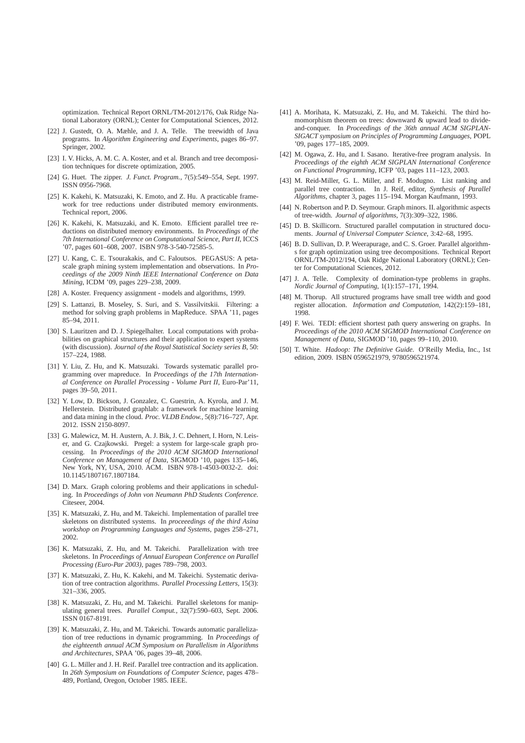optimization. Technical Report ORNL/TM-2012/176, Oak Ridge National Laboratory (ORNL); Center for Computational Sciences, 2012.

[22] J. Gustedt, O. A. Mæhle, and J. A. Telle. The treewidth of Java programs. In *Algorithm Engineering and Experiments*, pages 86–97. Springer, 2002.

[23] I. V. Hicks, A. M. C. A. Koster, and et al. Branch and tree decomposition techniques for discrete optimization, 2005.

[24] G. Huet. The zipper. *J. Funct. Program.*, 7(5):549–554, Sept. 1997. ISSN 0956-7968.

[25] K. Kakehi, K. Matsuzaki, K. Emoto, and Z. Hu. A practicable framework for tree reductions under distributed memory environments. Technical report, 2006.

[26] K. Kakehi, K. Matsuzaki, and K. Emoto. Efficient parallel tree reductions on distributed memory environments. In *Proceedings of the 7th International Conference on Computational Science, Part II*, ICCS '07, pages 601–608, 2007. ISBN 978-3-540-72585-5.

[27] U. Kang, C. E. Tsourakakis, and C. Faloutsos. PEGASUS: A peta-scale graph mining system implementation and observations. In *Proceedings of the 2009 Ninth IEEE International Conference on Data Mining*, ICDM '09, pages 229–238, 2009.

[28] A. Koster. Frequency assignment - models and algorithms, 1999.

[29] S. Lattanzi, B. Moseley, S. Suri, and S. Vassilvitskii. Filtering: a method for solving graph problems in MapReduce. SPAA '11, pages 85–94, 2011.

[30] S. Lauritzen and D. J. Spiegelhalter. Local computations with probabilities on graphical structures and their application to expert systems (with discussion). *Journal of the Royal Statistical Society series B*, 50: 157–224, 1988.

[31] Y. Liu, Z. Hu, and K. Matsuzaki. Towards systematic parallel programming over mapreduce. In *Proceedings of the 17th International Conference on Parallel Processing - Volume Part II*, Euro-Par'11, pages 39–50, 2011.

[32] Y. Low, D. Bickson, J. Gonzalez, C. Guestrin, A. Kyrola, and J. M. Hellerstein. Distributed graphlab: a framework for machine learning and data mining in the cloud. *Proc. VLDB Endow.*, 5(8):716–727, Apr. 2012. ISSN 2150-8097.

[33] G. Malewicz, M. H. Austern, A. J. Bik, J. C. Dehnert, I. Horn, N. Leiser, and G. Czajkowski. Pregel: a system for large-scale graph processing. In *Proceedings of the 2010 ACM SIGMOD International Conference on Management of Data*, SIGMOD '10, pages 135–146, New York, NY, USA, 2010. ACM. ISBN 978-1-4503-0032-2. doi: 10.1145/1807167.1807184.

[34] D. Marx. Graph coloring problems and their applications in scheduling. In *Proceedings of John von Neumann PhD Students Conference*. Citeseer, 2004.

[35] K. Matsuzaki, Z. Hu, and M. Takeichi. Implementation of parallel tree skeletons on distributed systems. In *proceeedings of the third Asina workshop on Programming Languages and Systems*, pages 258–271, 2002.

[36] K. Matsuzaki, Z. Hu, and M. Takeichi. Parallelization with tree skeletons. In *Proceedings of Annual European Conference on Parallel Processing (Euro-Par 2003)*, pages 789–798, 2003.

[37] K. Matsuzaki, Z. Hu, K. Kakehi, and M. Takeichi. Systematic derivation of tree contraction algorithms. *Parallel Processing Letters*, 15(3): 321–336, 2005.

[38] K. Matsuzaki, Z. Hu, and M. Takeichi. Parallel skeletons for manipulating general trees. *Parallel Comput.*, 32(7):590–603, Sept. 2006. ISSN 0167-8191.

[39] K. Matsuzaki, Z. Hu, and M. Takeichi. Towards automatic parallelization of tree reductions in dynamic programming. In *Proceedings of the eighteenth annual ACM Symposium on Parallelism in Algorithms and Architectures*, SPAA '06, pages 39–48, 2006.

[40] G. L. Miller and J. H. Reif. Parallel tree contraction and its application. In *26th Symposium on Foundations of Computer Science*, pages 478–489, Portland, Oregon, October 1985. IEEE.

[41] A. Morihata, K. Matsuzaki, Z. Hu, and M. Takeichi. The third homomorphism theorem on trees: downward & upward lead to divide-and-conquer. In *Proceedings of the 36th annual ACM SIGPLAN-SIGACT symposium on Principles of Programming Languages*, POPL '09, pages 177–185, 2009.

[42] M. Ogawa, Z. Hu, and I. Sasano. Iterative-free program analysis. In *Proceedings of the eighth ACM SIGPLAN International Conference on Functional Programming*, ICFP '03, pages 111–123, 2003.

[43] M. Reid-Miller, G. L. Miller, and F. Modugno. List ranking and parallel tree contraction. In J. Reif, editor, *Synthesis of Parallel Algorithms*, chapter 3, pages 115–194. Morgan Kaufmann, 1993.

[44] N. Robertson and P. D. Seymour. Graph minors. II. algorithmic aspects of tree-width. *Journal of algorithms*, 7(3):309–322, 1986.

[45] D. B. Skillicorn. Structured parallel computation in structured documents. *Journal of Universal Computer Science*, 3:42–68, 1995.

[46] B. D. Sullivan, D. P. Weerapurage, and C. S. Groer. Parallel algorithms for graph optimization using tree decompositions. Technical Report ORNL/TM-2012/194, Oak Ridge National Laboratory (ORNL); Center for Computational Sciences, 2012.

[47] J. A. Telle. Complexity of domination-type problems in graphs. *Nordic Journal of Computing*, 1(1):157–171, 1994.

[48] M. Thorup. All structured programs have small tree width and good register allocation. *Information and Computation*, 142(2):159–181, 1998.

[49] F. Wei. TEDI: efficient shortest path query answering on graphs. In *Proceedings of the 2010 ACM SIGMOD International Conference on Management of Data*, SIGMOD '10, pages 99–110, 2010.

[50] T. White. *Hadoop: The Definitive Guide*. O'Reilly Media, Inc., 1st edition, 2009. ISBN 0596521979, 9780596521974.